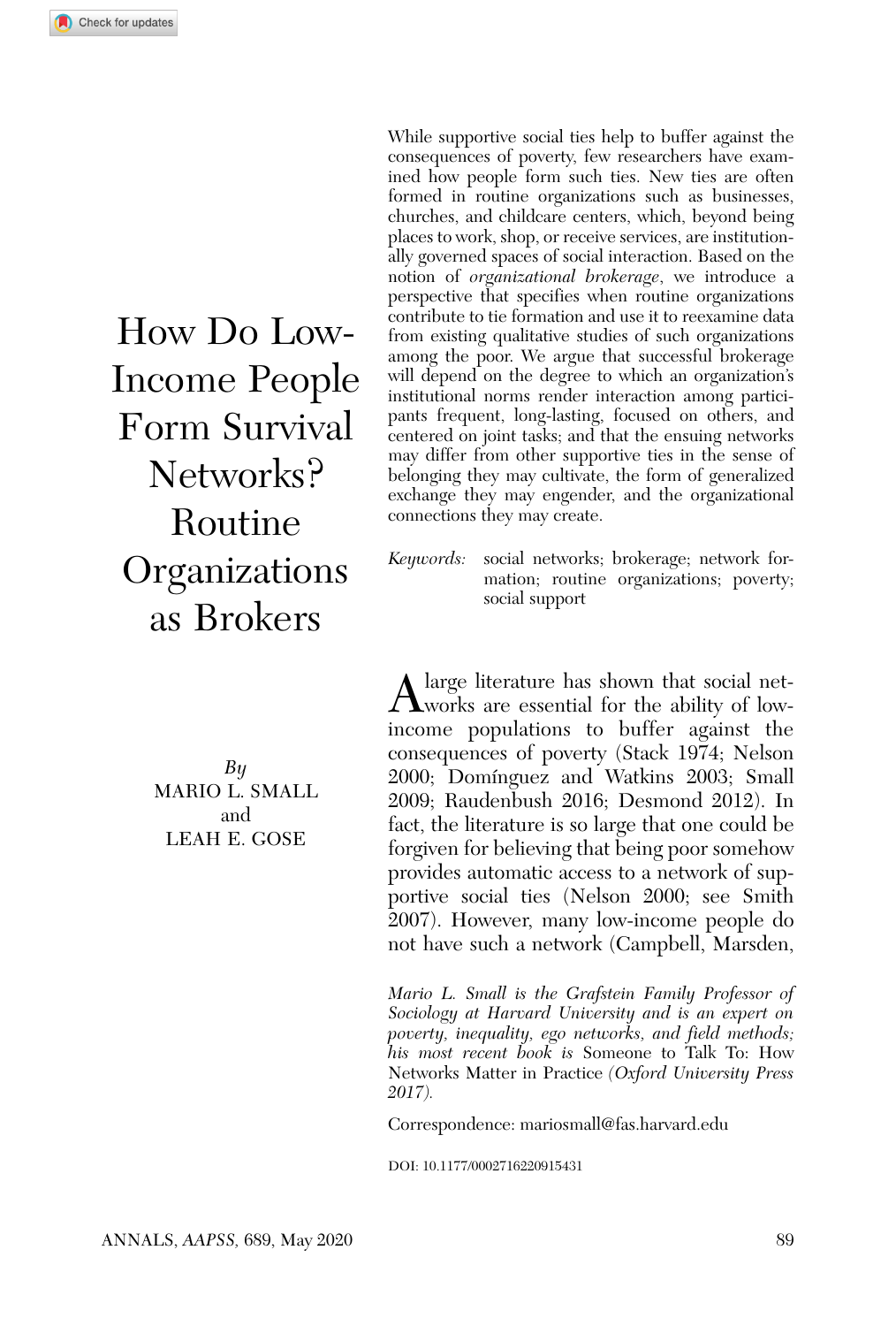# How Do Low-Income People Form Survival Networks? Routine Organizations as Brokers

*By*
MARIO L. SMALL
and
LEAH E. GOSE

While supportive social ties help to buffer against the consequences of poverty, few researchers have examined how people form such ties. New ties are often formed in routine organizations such as businesses, churches, and childcare centers, which, beyond being places to work, shop, or receive services, are institutionally governed spaces of social interaction. Based on the notion of *organizational brokerage*, we introduce a perspective that specifies when routine organizations contribute to tie formation and use it to reexamine data from existing qualitative studies of such organizations among the poor. We argue that successful brokerage will depend on the degree to which an organization's institutional norms render interaction among participants frequent, long-lasting, focused on others, and centered on joint tasks; and that the ensuing networks may differ from other supportive ties in the sense of belonging they may cultivate, the form of generalized exchange they may engender, and the organizational connections they may create.

*Keywords:* social networks; brokerage; network formation; routine organizations; poverty; social support

A large literature has shown that social networks are essential for the ability of low-income populations to buffer against the consequences of poverty (Stack 1974; Nelson 2000; Domínguez and Watkins 2003; Small 2009; Raudenbush 2016; Desmond 2012). In fact, the literature is so large that one could be forgiven for believing that being poor somehow provides automatic access to a network of supportive social ties (Nelson 2000; see Smith 2007). However, many low-income people do not have such a network (Campbell, Marsden,

*Mario L. Small is the Grafstein Family Professor of Sociology at Harvard University and is an expert on poverty, inequality, ego networks, and field methods; his most recent book is* Someone to Talk To: How Networks Matter in Practice *(Oxford University Press 2017).*

Correspondence: mariosmall@fas.harvard.edu

DOI: 10.1177/0002716220915431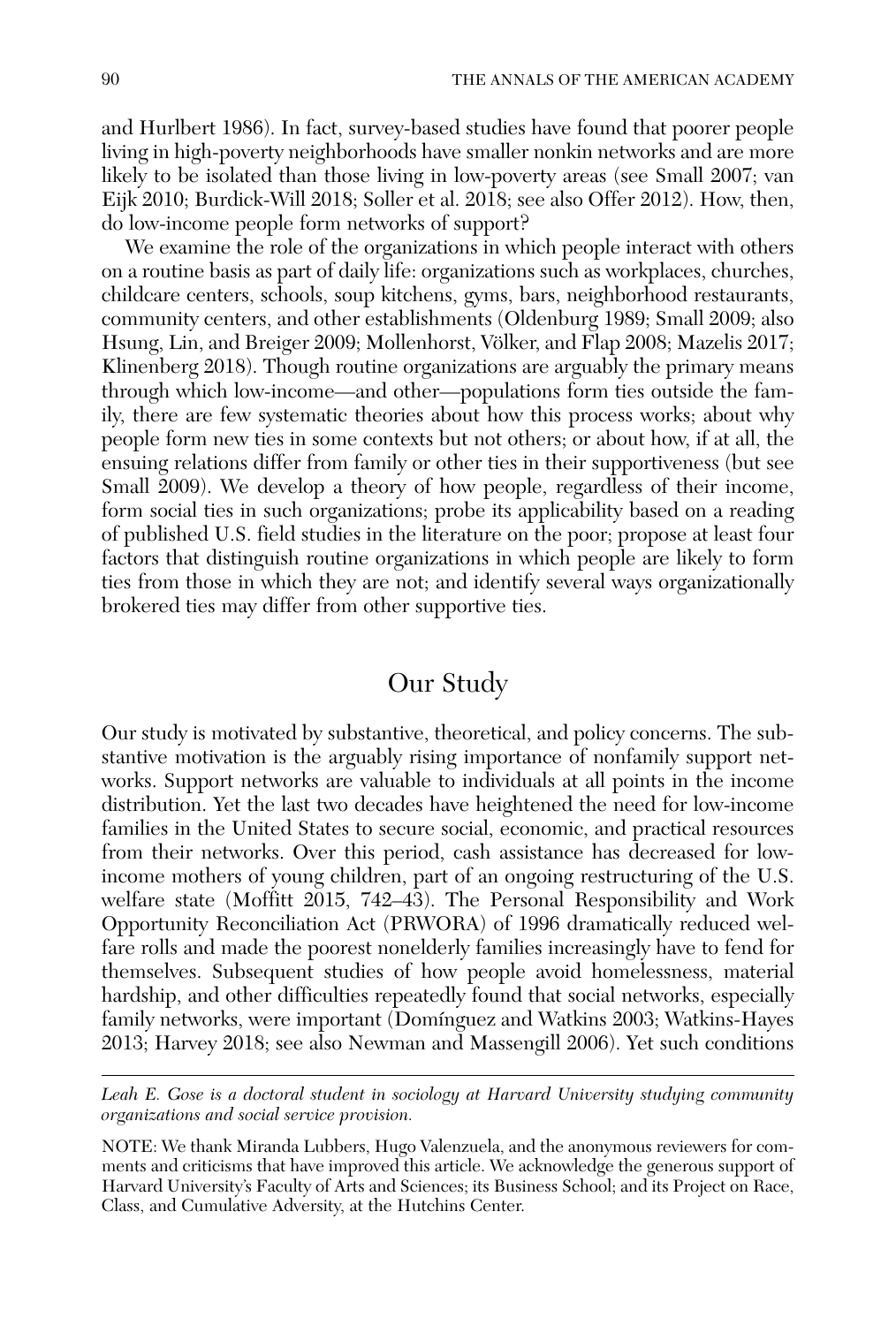and Hurlbert 1986). In fact, survey-based studies have found that poorer people living in high-poverty neighborhoods have smaller nonkin networks and are more likely to be isolated than those living in low-poverty areas (see Small 2007; van Eijk 2010; Burdick-Will 2018; Soller et al. 2018; see also Offer 2012). How, then, do low-income people form networks of support?

We examine the role of the organizations in which people interact with others on a routine basis as part of daily life: organizations such as workplaces, churches, childcare centers, schools, soup kitchens, gyms, bars, neighborhood restaurants, community centers, and other establishments (Oldenburg 1989; Small 2009; also Hsung, Lin, and Breiger 2009; Mollenhorst, Völker, and Flap 2008; Mazelis 2017; Klinenberg 2018). Though routine organizations are arguably the primary means through which low-income—and other—populations form ties outside the family, there are few systematic theories about how this process works; about why people form new ties in some contexts but not others; or about how, if at all, the ensuing relations differ from family or other ties in their supportiveness (but see Small 2009). We develop a theory of how people, regardless of their income, form social ties in such organizations; probe its applicability based on a reading of published U.S. field studies in the literature on the poor; propose at least four factors that distinguish routine organizations in which people are likely to form ties from those in which they are not; and identify several ways organizationally brokered ties may differ from other supportive ties.

## Our Study

Our study is motivated by substantive, theoretical, and policy concerns. The substantive motivation is the arguably rising importance of nonfamily support networks. Support networks are valuable to individuals at all points in the income distribution. Yet the last two decades have heightened the need for low-income families in the United States to secure social, economic, and practical resources from their networks. Over this period, cash assistance has decreased for low-income mothers of young children, part of an ongoing restructuring of the U.S. welfare state (Moffitt 2015, 742–43). The Personal Responsibility and Work Opportunity Reconciliation Act (PRWORA) of 1996 dramatically reduced welfare rolls and made the poorest nonelderly families increasingly have to fend for themselves. Subsequent studies of how people avoid homelessness, material hardship, and other difficulties repeatedly found that social networks, especially family networks, were important (Domínguez and Watkins 2003; Watkins-Hayes 2013; Harvey 2018; see also Newman and Massengill 2006). Yet such conditions

---

*Leah E. Gose is a doctoral student in sociology at Harvard University studying community organizations and social service provision.*

NOTE: We thank Miranda Lubbers, Hugo Valenzuela, and the anonymous reviewers for comments and criticisms that have improved this article. We acknowledge the generous support of Harvard University's Faculty of Arts and Sciences; its Business School; and its Project on Race, Class, and Cumulative Adversity, at the Hutchins Center.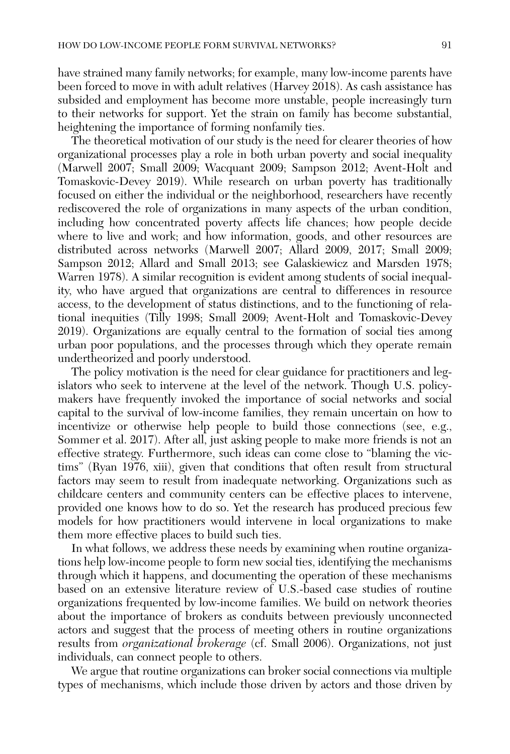have strained many family networks; for example, many low-income parents have been forced to move in with adult relatives (Harvey 2018). As cash assistance has subsided and employment has become more unstable, people increasingly turn to their networks for support. Yet the strain on family has become substantial, heightening the importance of forming nonfamily ties.

The theoretical motivation of our study is the need for clearer theories of how organizational processes play a role in both urban poverty and social inequality (Marwell 2007; Small 2009; Wacquant 2009; Sampson 2012; Avent-Holt and Tomaskovic-Devey 2019). While research on urban poverty has traditionally focused on either the individual or the neighborhood, researchers have recently rediscovered the role of organizations in many aspects of the urban condition, including how concentrated poverty affects life chances; how people decide where to live and work; and how information, goods, and other resources are distributed across networks (Marwell 2007; Allard 2009, 2017; Small 2009; Sampson 2012; Allard and Small 2013; see Galaskiewicz and Marsden 1978; Warren 1978). A similar recognition is evident among students of social inequality, who have argued that organizations are central to differences in resource access, to the development of status distinctions, and to the functioning of relational inequities (Tilly 1998; Small 2009; Avent-Holt and Tomaskovic-Devey 2019). Organizations are equally central to the formation of social ties among urban poor populations, and the processes through which they operate remain undertheorized and poorly understood.

The policy motivation is the need for clear guidance for practitioners and legislators who seek to intervene at the level of the network. Though U.S. policymakers have frequently invoked the importance of social networks and social capital to the survival of low-income families, they remain uncertain on how to incentivize or otherwise help people to build those connections (see, e.g., Sommer et al. 2017). After all, just asking people to make more friends is not an effective strategy. Furthermore, such ideas can come close to "blaming the victims" (Ryan 1976, xiii), given that conditions that often result from structural factors may seem to result from inadequate networking. Organizations such as childcare centers and community centers can be effective places to intervene, provided one knows how to do so. Yet the research has produced precious few models for how practitioners would intervene in local organizations to make them more effective places to build such ties.

In what follows, we address these needs by examining when routine organizations help low-income people to form new social ties, identifying the mechanisms through which it happens, and documenting the operation of these mechanisms based on an extensive literature review of U.S.-based case studies of routine organizations frequented by low-income families. We build on network theories about the importance of brokers as conduits between previously unconnected actors and suggest that the process of meeting others in routine organizations results from *organizational brokerage* (cf. Small 2006). Organizations, not just individuals, can connect people to others.

We argue that routine organizations can broker social connections via multiple types of mechanisms, which include those driven by actors and those driven by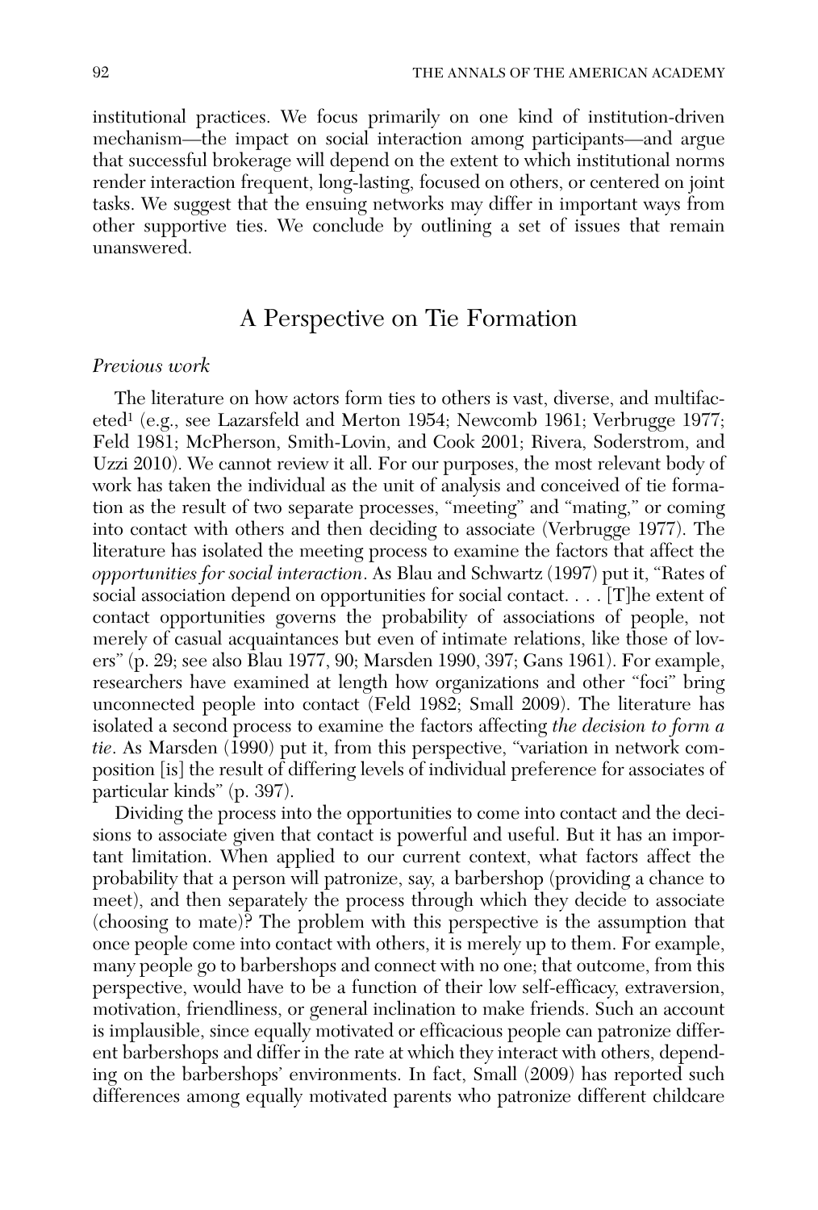institutional practices. We focus primarily on one kind of institution-driven mechanism—the impact on social interaction among participants—and argue that successful brokerage will depend on the extent to which institutional norms render interaction frequent, long-lasting, focused on others, or centered on joint tasks. We suggest that the ensuing networks may differ in important ways from other supportive ties. We conclude by outlining a set of issues that remain unanswered.

## A Perspective on Tie Formation

### *Previous work*

The literature on how actors form ties to others is vast, diverse, and multifaceted[1] (e.g., see Lazarsfeld and Merton 1954; Newcomb 1961; Verbrugge 1977; Feld 1981; McPherson, Smith-Lovin, and Cook 2001; Rivera, Soderstrom, and Uzzi 2010). We cannot review it all. For our purposes, the most relevant body of work has taken the individual as the unit of analysis and conceived of tie formation as the result of two separate processes, "meeting" and "mating," or coming into contact with others and then deciding to associate (Verbrugge 1977). The literature has isolated the meeting process to examine the factors that affect the *opportunities for social interaction*. As Blau and Schwartz (1997) put it, "Rates of social association depend on opportunities for social contact. . . . [T]he extent of contact opportunities governs the probability of associations of people, not merely of casual acquaintances but even of intimate relations, like those of lovers" (p. 29; see also Blau 1977, 90; Marsden 1990, 397; Gans 1961). For example, researchers have examined at length how organizations and other "foci" bring unconnected people into contact (Feld 1982; Small 2009). The literature has isolated a second process to examine the factors affecting *the decision to form a tie*. As Marsden (1990) put it, from this perspective, "variation in network composition [is] the result of differing levels of individual preference for associates of particular kinds" (p. 397).

Dividing the process into the opportunities to come into contact and the decisions to associate given that contact is powerful and useful. But it has an important limitation. When applied to our current context, what factors affect the probability that a person will patronize, say, a barbershop (providing a chance to meet), and then separately the process through which they decide to associate (choosing to mate)? The problem with this perspective is the assumption that once people come into contact with others, it is merely up to them. For example, many people go to barbershops and connect with no one; that outcome, from this perspective, would have to be a function of their low self-efficacy, extraversion, motivation, friendliness, or general inclination to make friends. Such an account is implausible, since equally motivated or efficacious people can patronize different barbershops and differ in the rate at which they interact with others, depending on the barbershops' environments. In fact, Small (2009) has reported such differences among equally motivated parents who patronize different childcare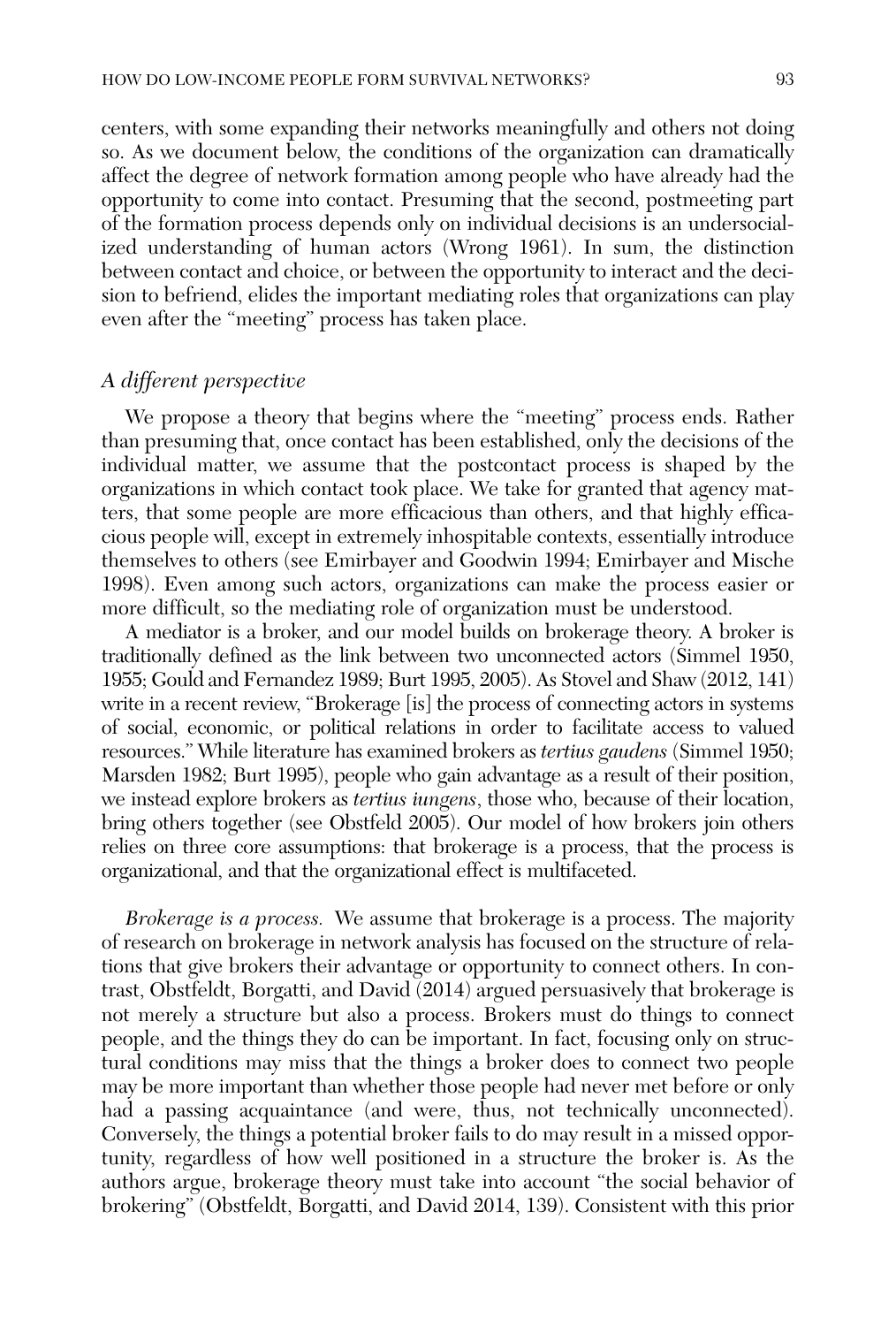centers, with some expanding their networks meaningfully and others not doing so. As we document below, the conditions of the organization can dramatically affect the degree of network formation among people who have already had the opportunity to come into contact. Presuming that the second, postmeeting part of the formation process depends only on individual decisions is an undersocialized understanding of human actors (Wrong 1961). In sum, the distinction between contact and choice, or between the opportunity to interact and the decision to befriend, elides the important mediating roles that organizations can play even after the "meeting" process has taken place.

### *A different perspective*

We propose a theory that begins where the "meeting" process ends. Rather than presuming that, once contact has been established, only the decisions of the individual matter, we assume that the postcontact process is shaped by the organizations in which contact took place. We take for granted that agency matters, that some people are more efficacious than others, and that highly efficacious people will, except in extremely inhospitable contexts, essentially introduce themselves to others (see Emirbayer and Goodwin 1994; Emirbayer and Mische 1998). Even among such actors, organizations can make the process easier or more difficult, so the mediating role of organization must be understood.

A mediator is a broker, and our model builds on brokerage theory. A broker is traditionally defined as the link between two unconnected actors (Simmel 1950, 1955; Gould and Fernandez 1989; Burt 1995, 2005). As Stovel and Shaw (2012, 141) write in a recent review, "Brokerage [is] the process of connecting actors in systems of social, economic, or political relations in order to facilitate access to valued resources." While literature has examined brokers as *tertius gaudens* (Simmel 1950; Marsden 1982; Burt 1995), people who gain advantage as a result of their position, we instead explore brokers as *tertius iungens*, those who, because of their location, bring others together (see Obstfeld 2005). Our model of how brokers join others relies on three core assumptions: that brokerage is a process, that the process is organizational, and that the organizational effect is multifaceted.

*Brokerage is a process.* We assume that brokerage is a process. The majority of research on brokerage in network analysis has focused on the structure of relations that give brokers their advantage or opportunity to connect others. In contrast, Obstfeldt, Borgatti, and David (2014) argued persuasively that brokerage is not merely a structure but also a process. Brokers must do things to connect people, and the things they do can be important. In fact, focusing only on structural conditions may miss that the things a broker does to connect two people may be more important than whether those people had never met before or only had a passing acquaintance (and were, thus, not technically unconnected). Conversely, the things a potential broker fails to do may result in a missed opportunity, regardless of how well positioned in a structure the broker is. As the authors argue, brokerage theory must take into account "the social behavior of brokering" (Obstfeldt, Borgatti, and David 2014, 139). Consistent with this prior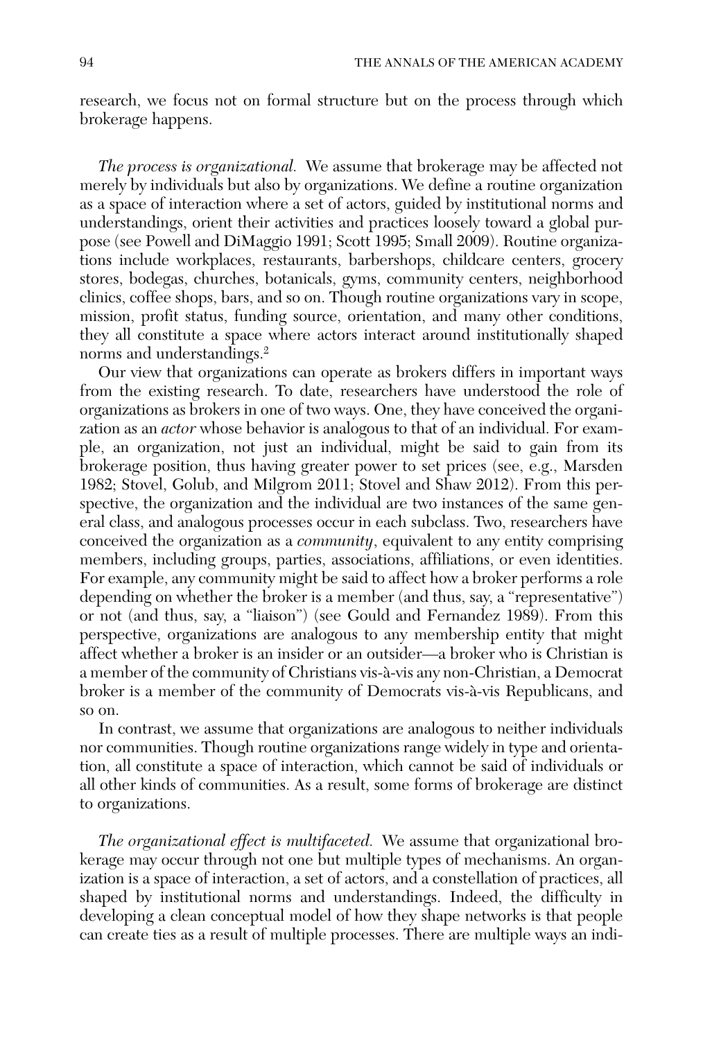research, we focus not on formal structure but on the process through which brokerage happens.

*The process is organizational.* We assume that brokerage may be affected not merely by individuals but also by organizations. We define a routine organization as a space of interaction where a set of actors, guided by institutional norms and understandings, orient their activities and practices loosely toward a global purpose (see Powell and DiMaggio 1991; Scott 1995; Small 2009). Routine organizations include workplaces, restaurants, barbershops, childcare centers, grocery stores, bodegas, churches, botanicals, gyms, community centers, neighborhood clinics, coffee shops, bars, and so on. Though routine organizations vary in scope, mission, profit status, funding source, orientation, and many other conditions, they all constitute a space where actors interact around institutionally shaped norms and understandings.[2]

Our view that organizations can operate as brokers differs in important ways from the existing research. To date, researchers have understood the role of organizations as brokers in one of two ways. One, they have conceived the organization as an *actor* whose behavior is analogous to that of an individual. For example, an organization, not just an individual, might be said to gain from its brokerage position, thus having greater power to set prices (see, e.g., Marsden 1982; Stovel, Golub, and Milgrom 2011; Stovel and Shaw 2012). From this perspective, the organization and the individual are two instances of the same general class, and analogous processes occur in each subclass. Two, researchers have conceived the organization as a *community*, equivalent to any entity comprising members, including groups, parties, associations, affiliations, or even identities. For example, any community might be said to affect how a broker performs a role depending on whether the broker is a member (and thus, say, a "representative") or not (and thus, say, a "liaison") (see Gould and Fernandez 1989). From this perspective, organizations are analogous to any membership entity that might affect whether a broker is an insider or an outsider—a broker who is Christian is a member of the community of Christians vis-à-vis any non-Christian, a Democrat broker is a member of the community of Democrats vis-à-vis Republicans, and so on.

In contrast, we assume that organizations are analogous to neither individuals nor communities. Though routine organizations range widely in type and orientation, all constitute a space of interaction, which cannot be said of individuals or all other kinds of communities. As a result, some forms of brokerage are distinct to organizations.

*The organizational effect is multifaceted.* We assume that organizational brokerage may occur through not one but multiple types of mechanisms. An organization is a space of interaction, a set of actors, and a constellation of practices, all shaped by institutional norms and understandings. Indeed, the difficulty in developing a clean conceptual model of how they shape networks is that people can create ties as a result of multiple processes. There are multiple ways an indi-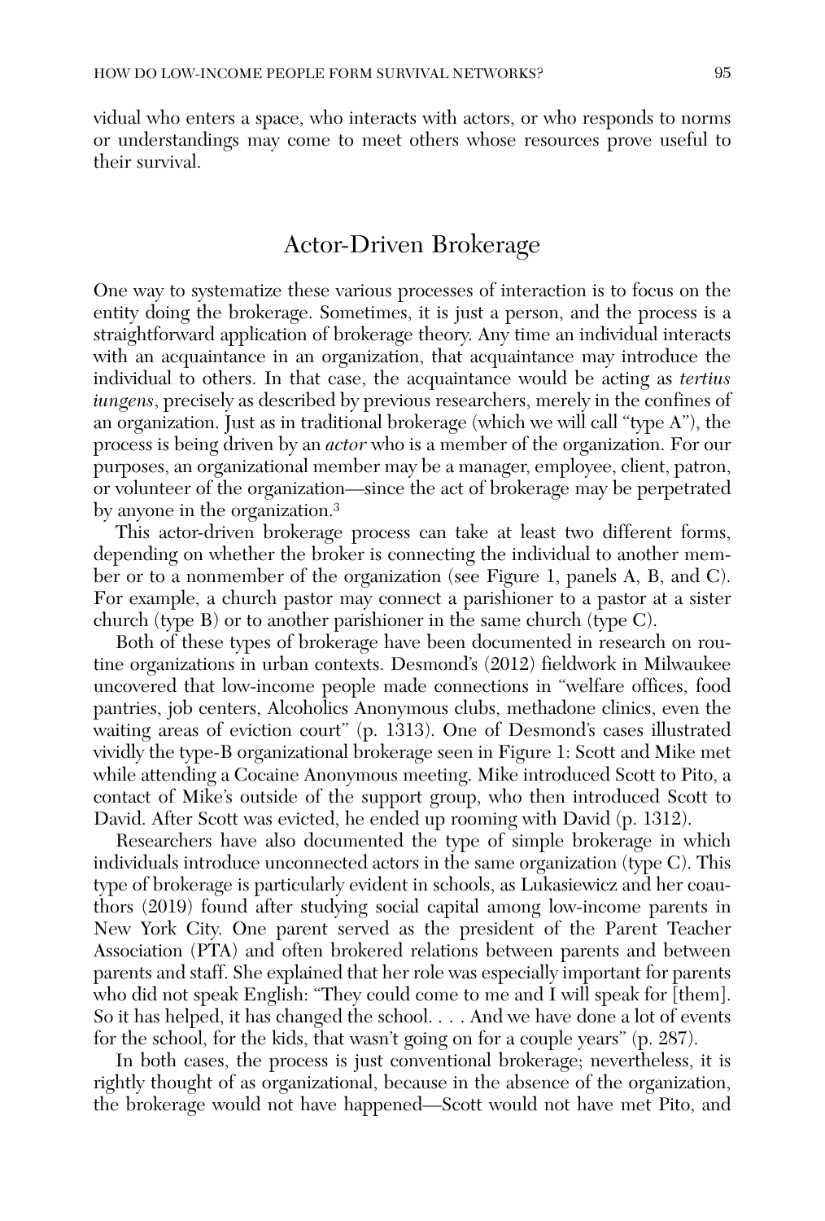vidual who enters a space, who interacts with actors, or who responds to norms or understandings may come to meet others whose resources prove useful to their survival.

## Actor-Driven Brokerage

One way to systematize these various processes of interaction is to focus on the entity doing the brokerage. Sometimes, it is just a person, and the process is a straightforward application of brokerage theory. Any time an individual interacts with an acquaintance in an organization, that acquaintance may introduce the individual to others. In that case, the acquaintance would be acting as *tertius iungens*, precisely as described by previous researchers, merely in the confines of an organization. Just as in traditional brokerage (which we will call "type A"), the process is being driven by an *actor* who is a member of the organization. For our purposes, an organizational member may be a manager, employee, client, patron, or volunteer of the organization—since the act of brokerage may be perpetrated by anyone in the organization.[3]

This actor-driven brokerage process can take at least two different forms, depending on whether the broker is connecting the individual to another member or to a nonmember of the organization (see Figure 1, panels A, B, and C). For example, a church pastor may connect a parishioner to a pastor at a sister church (type B) or to another parishioner in the same church (type C).

Both of these types of brokerage have been documented in research on routine organizations in urban contexts. Desmond's (2012) fieldwork in Milwaukee uncovered that low-income people made connections in "welfare offices, food pantries, job centers, Alcoholics Anonymous clubs, methadone clinics, even the waiting areas of eviction court" (p. 1313). One of Desmond's cases illustrated vividly the type-B organizational brokerage seen in Figure 1: Scott and Mike met while attending a Cocaine Anonymous meeting. Mike introduced Scott to Pito, a contact of Mike's outside of the support group, who then introduced Scott to David. After Scott was evicted, he ended up rooming with David (p. 1312).

Researchers have also documented the type of simple brokerage in which individuals introduce unconnected actors in the same organization (type C). This type of brokerage is particularly evident in schools, as Lukasiewicz and her coauthors (2019) found after studying social capital among low-income parents in New York City. One parent served as the president of the Parent Teacher Association (PTA) and often brokered relations between parents and between parents and staff. She explained that her role was especially important for parents who did not speak English: "They could come to me and I will speak for [them]. So it has helped, it has changed the school. . . . And we have done a lot of events for the school, for the kids, that wasn't going on for a couple years" (p. 287).

In both cases, the process is just conventional brokerage; nevertheless, it is rightly thought of as organizational, because in the absence of the organization, the brokerage would not have happened—Scott would not have met Pito, and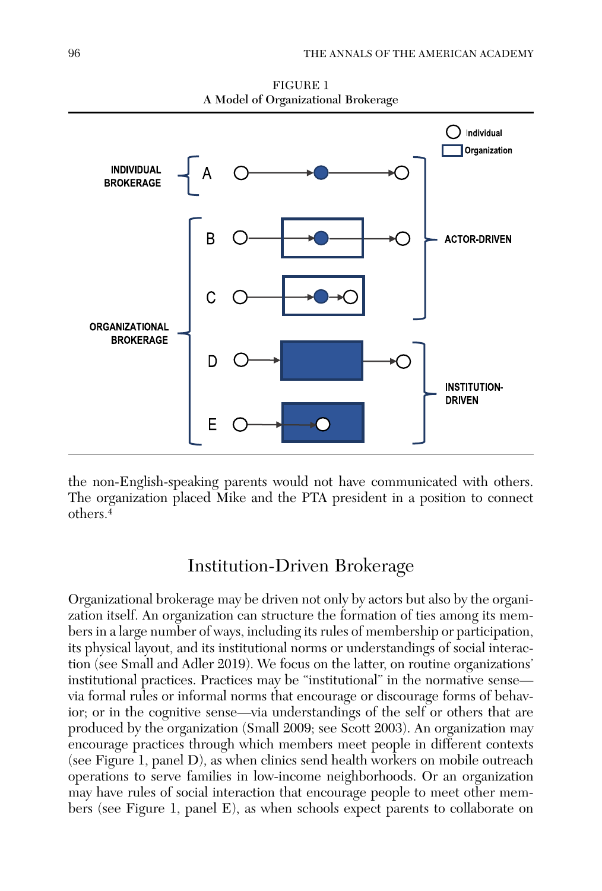FIGURE 1
A Model of Organizational Brokerage

the non-English-speaking parents would not have communicated with others. The organization placed Mike and the PTA president in a position to connect others.[4]

## Institution-Driven Brokerage

Organizational brokerage may be driven not only by actors but also by the organization itself. An organization can structure the formation of ties among its members in a large number of ways, including its rules of membership or participation, its physical layout, and its institutional norms or understandings of social interaction (see Small and Adler 2019). We focus on the latter, on routine organizations' institutional practices. Practices may be "institutional" in the normative sense—via formal rules or informal norms that encourage or discourage forms of behavior; or in the cognitive sense—via understandings of the self or others that are produced by the organization (Small 2009; see Scott 2003). An organization may encourage practices through which members meet people in different contexts (see Figure 1, panel D), as when clinics send health workers on mobile outreach operations to serve families in low-income neighborhoods. Or an organization may have rules of social interaction that encourage people to meet other members (see Figure 1, panel E), as when schools expect parents to collaborate on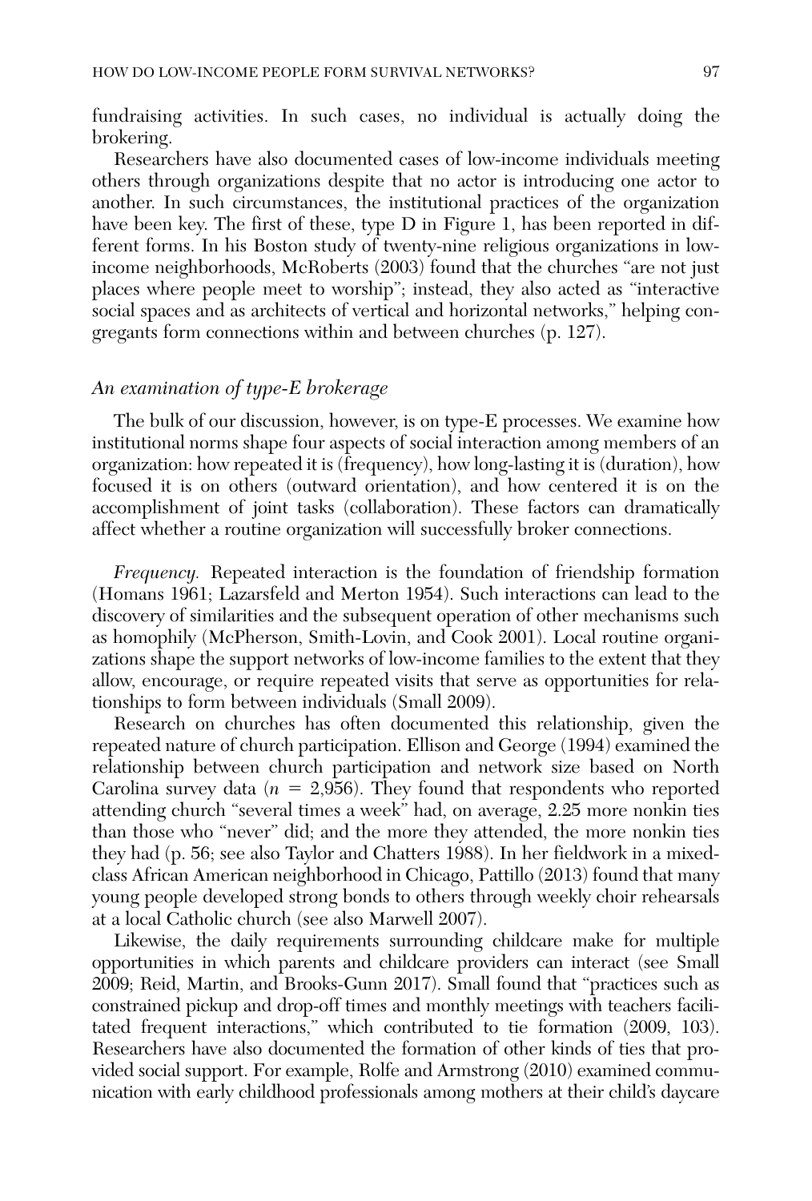fundraising activities. In such cases, no individual is actually doing the brokering.

Researchers have also documented cases of low-income individuals meeting others through organizations despite that no actor is introducing one actor to another. In such circumstances, the institutional practices of the organization have been key. The first of these, type D in Figure 1, has been reported in different forms. In his Boston study of twenty-nine religious organizations in low-income neighborhoods, McRoberts (2003) found that the churches "are not just places where people meet to worship"; instead, they also acted as "interactive social spaces and as architects of vertical and horizontal networks," helping congregants form connections within and between churches (p. 127).

### *An examination of type-E brokerage*

The bulk of our discussion, however, is on type-E processes. We examine how institutional norms shape four aspects of social interaction among members of an organization: how repeated it is (frequency), how long-lasting it is (duration), how focused it is on others (outward orientation), and how centered it is on the accomplishment of joint tasks (collaboration). These factors can dramatically affect whether a routine organization will successfully broker connections.

*Frequency.* Repeated interaction is the foundation of friendship formation (Homans 1961; Lazarsfeld and Merton 1954). Such interactions can lead to the discovery of similarities and the subsequent operation of other mechanisms such as homophily (McPherson, Smith-Lovin, and Cook 2001). Local routine organizations shape the support networks of low-income families to the extent that they allow, encourage, or require repeated visits that serve as opportunities for relationships to form between individuals (Small 2009).

Research on churches has often documented this relationship, given the repeated nature of church participation. Ellison and George (1994) examined the relationship between church participation and network size based on North Carolina survey data ($n = 2{,}956$). They found that respondents who reported attending church "several times a week" had, on average, 2.25 more nonkin ties than those who "never" did; and the more they attended, the more nonkin ties they had (p. 56; see also Taylor and Chatters 1988). In her fieldwork in a mixed-class African American neighborhood in Chicago, Pattillo (2013) found that many young people developed strong bonds to others through weekly choir rehearsals at a local Catholic church (see also Marwell 2007).

Likewise, the daily requirements surrounding childcare make for multiple opportunities in which parents and childcare providers can interact (see Small 2009; Reid, Martin, and Brooks-Gunn 2017). Small found that "practices such as constrained pickup and drop-off times and monthly meetings with teachers facilitated frequent interactions," which contributed to tie formation (2009, 103). Researchers have also documented the formation of other kinds of ties that provided social support. For example, Rolfe and Armstrong (2010) examined communication with early childhood professionals among mothers at their child's daycare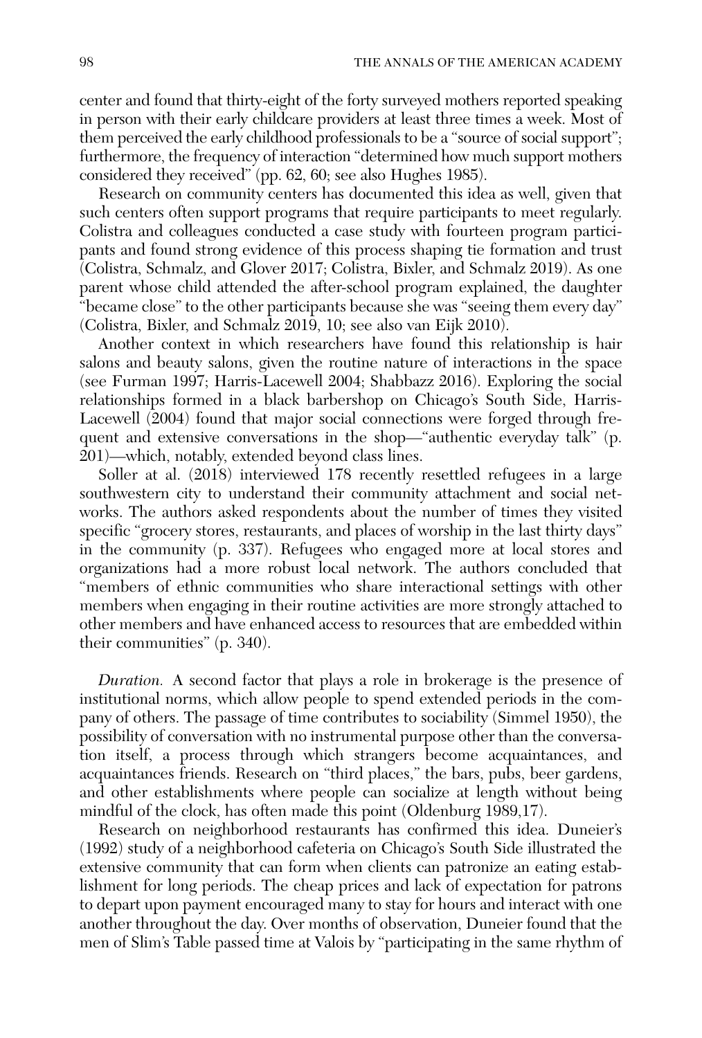center and found that thirty-eight of the forty surveyed mothers reported speaking in person with their early childcare providers at least three times a week. Most of them perceived the early childhood professionals to be a "source of social support"; furthermore, the frequency of interaction "determined how much support mothers considered they received" (pp. 62, 60; see also Hughes 1985).

Research on community centers has documented this idea as well, given that such centers often support programs that require participants to meet regularly. Colistra and colleagues conducted a case study with fourteen program participants and found strong evidence of this process shaping tie formation and trust (Colistra, Schmalz, and Glover 2017; Colistra, Bixler, and Schmalz 2019). As one parent whose child attended the after-school program explained, the daughter "became close" to the other participants because she was "seeing them every day" (Colistra, Bixler, and Schmalz 2019, 10; see also van Eijk 2010).

Another context in which researchers have found this relationship is hair salons and beauty salons, given the routine nature of interactions in the space (see Furman 1997; Harris-Lacewell 2004; Shabbazz 2016). Exploring the social relationships formed in a black barbershop on Chicago's South Side, Harris-Lacewell (2004) found that major social connections were forged through frequent and extensive conversations in the shop—"authentic everyday talk" (p. 201)—which, notably, extended beyond class lines.

Soller at al. (2018) interviewed 178 recently resettled refugees in a large southwestern city to understand their community attachment and social networks. The authors asked respondents about the number of times they visited specific "grocery stores, restaurants, and places of worship in the last thirty days" in the community (p. 337). Refugees who engaged more at local stores and organizations had a more robust local network. The authors concluded that "members of ethnic communities who share interactional settings with other members when engaging in their routine activities are more strongly attached to other members and have enhanced access to resources that are embedded within their communities" (p. 340).

*Duration.* A second factor that plays a role in brokerage is the presence of institutional norms, which allow people to spend extended periods in the company of others. The passage of time contributes to sociability (Simmel 1950), the possibility of conversation with no instrumental purpose other than the conversation itself, a process through which strangers become acquaintances, and acquaintances friends. Research on "third places," the bars, pubs, beer gardens, and other establishments where people can socialize at length without being mindful of the clock, has often made this point (Oldenburg 1989,17).

Research on neighborhood restaurants has confirmed this idea. Duneier's (1992) study of a neighborhood cafeteria on Chicago's South Side illustrated the extensive community that can form when clients can patronize an eating establishment for long periods. The cheap prices and lack of expectation for patrons to depart upon payment encouraged many to stay for hours and interact with one another throughout the day. Over months of observation, Duneier found that the men of Slim's Table passed time at Valois by "participating in the same rhythm of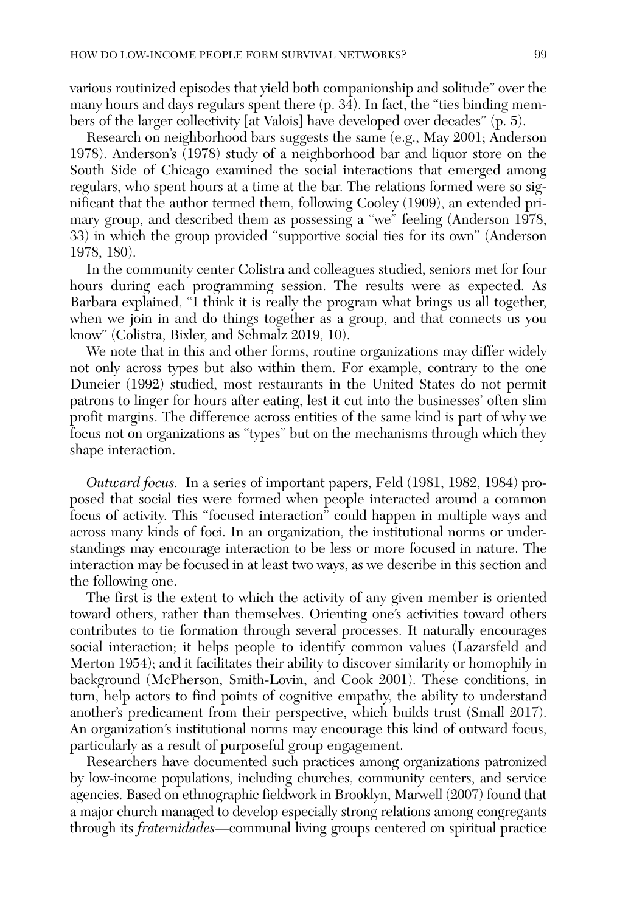various routinized episodes that yield both companionship and solitude" over the many hours and days regulars spent there (p. 34). In fact, the "ties binding members of the larger collectivity [at Valois] have developed over decades" (p. 5).

Research on neighborhood bars suggests the same (e.g., May 2001; Anderson 1978). Anderson's (1978) study of a neighborhood bar and liquor store on the South Side of Chicago examined the social interactions that emerged among regulars, who spent hours at a time at the bar. The relations formed were so significant that the author termed them, following Cooley (1909), an extended primary group, and described them as possessing a "we" feeling (Anderson 1978, 33) in which the group provided "supportive social ties for its own" (Anderson 1978, 180).

In the community center Colistra and colleagues studied, seniors met for four hours during each programming session. The results were as expected. As Barbara explained, "I think it is really the program what brings us all together, when we join in and do things together as a group, and that connects us you know" (Colistra, Bixler, and Schmalz 2019, 10).

We note that in this and other forms, routine organizations may differ widely not only across types but also within them. For example, contrary to the one Duneier (1992) studied, most restaurants in the United States do not permit patrons to linger for hours after eating, lest it cut into the businesses' often slim profit margins. The difference across entities of the same kind is part of why we focus not on organizations as "types" but on the mechanisms through which they shape interaction.

*Outward focus.* In a series of important papers, Feld (1981, 1982, 1984) proposed that social ties were formed when people interacted around a common focus of activity. This "focused interaction" could happen in multiple ways and across many kinds of foci. In an organization, the institutional norms or understandings may encourage interaction to be less or more focused in nature. The interaction may be focused in at least two ways, as we describe in this section and the following one.

The first is the extent to which the activity of any given member is oriented toward others, rather than themselves. Orienting one's activities toward others contributes to tie formation through several processes. It naturally encourages social interaction; it helps people to identify common values (Lazarsfeld and Merton 1954); and it facilitates their ability to discover similarity or homophily in background (McPherson, Smith-Lovin, and Cook 2001). These conditions, in turn, help actors to find points of cognitive empathy, the ability to understand another's predicament from their perspective, which builds trust (Small 2017). An organization's institutional norms may encourage this kind of outward focus, particularly as a result of purposeful group engagement.

Researchers have documented such practices among organizations patronized by low-income populations, including churches, community centers, and service agencies. Based on ethnographic fieldwork in Brooklyn, Marwell (2007) found that a major church managed to develop especially strong relations among congregants through its *fraternidades*—communal living groups centered on spiritual practice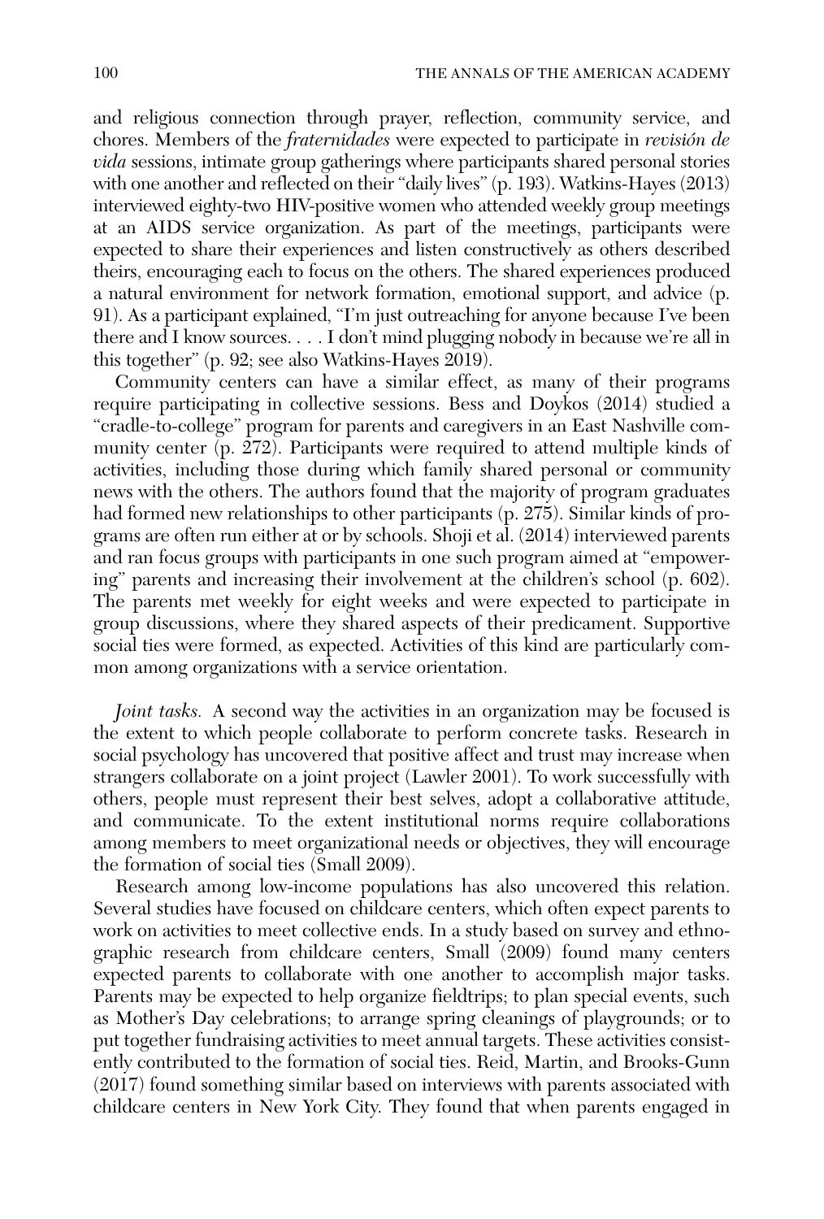and religious connection through prayer, reflection, community service, and chores. Members of the *fraternidades* were expected to participate in *revisión de vida* sessions, intimate group gatherings where participants shared personal stories with one another and reflected on their "daily lives" (p. 193). Watkins-Hayes (2013) interviewed eighty-two HIV-positive women who attended weekly group meetings at an AIDS service organization. As part of the meetings, participants were expected to share their experiences and listen constructively as others described theirs, encouraging each to focus on the others. The shared experiences produced a natural environment for network formation, emotional support, and advice (p. 91). As a participant explained, "I'm just outreaching for anyone because I've been there and I know sources. . . . I don't mind plugging nobody in because we're all in this together" (p. 92; see also Watkins-Hayes 2019).

Community centers can have a similar effect, as many of their programs require participating in collective sessions. Bess and Doykos (2014) studied a "cradle-to-college" program for parents and caregivers in an East Nashville community center (p. 272). Participants were required to attend multiple kinds of activities, including those during which family shared personal or community news with the others. The authors found that the majority of program graduates had formed new relationships to other participants (p. 275). Similar kinds of programs are often run either at or by schools. Shoji et al. (2014) interviewed parents and ran focus groups with participants in one such program aimed at "empowering" parents and increasing their involvement at the children's school (p. 602). The parents met weekly for eight weeks and were expected to participate in group discussions, where they shared aspects of their predicament. Supportive social ties were formed, as expected. Activities of this kind are particularly common among organizations with a service orientation.

*Joint tasks.* A second way the activities in an organization may be focused is the extent to which people collaborate to perform concrete tasks. Research in social psychology has uncovered that positive affect and trust may increase when strangers collaborate on a joint project (Lawler 2001). To work successfully with others, people must represent their best selves, adopt a collaborative attitude, and communicate. To the extent institutional norms require collaborations among members to meet organizational needs or objectives, they will encourage the formation of social ties (Small 2009).

Research among low-income populations has also uncovered this relation. Several studies have focused on childcare centers, which often expect parents to work on activities to meet collective ends. In a study based on survey and ethnographic research from childcare centers, Small (2009) found many centers expected parents to collaborate with one another to accomplish major tasks. Parents may be expected to help organize fieldtrips; to plan special events, such as Mother's Day celebrations; to arrange spring cleanings of playgrounds; or to put together fundraising activities to meet annual targets. These activities consistently contributed to the formation of social ties. Reid, Martin, and Brooks-Gunn (2017) found something similar based on interviews with parents associated with childcare centers in New York City. They found that when parents engaged in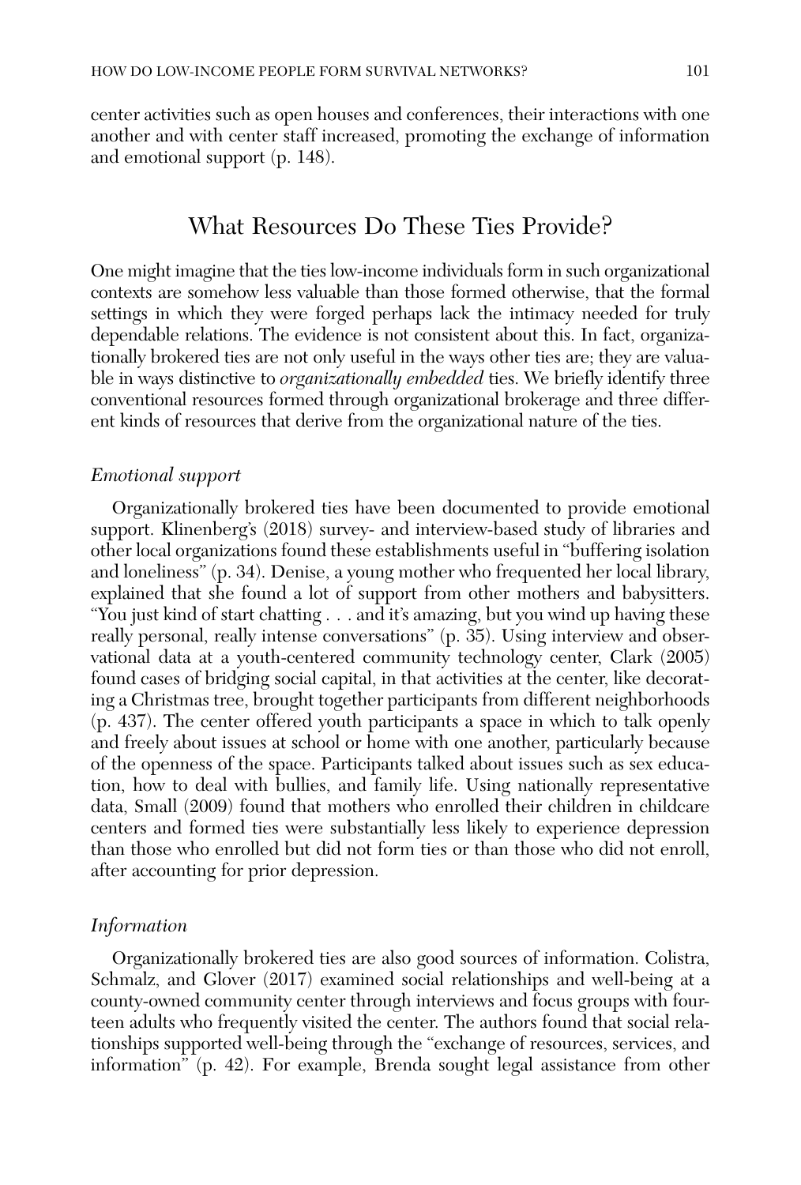center activities such as open houses and conferences, their interactions with one another and with center staff increased, promoting the exchange of information and emotional support (p. 148).

## What Resources Do These Ties Provide?

One might imagine that the ties low-income individuals form in such organizational contexts are somehow less valuable than those formed otherwise, that the formal settings in which they were forged perhaps lack the intimacy needed for truly dependable relations. The evidence is not consistent about this. In fact, organizationally brokered ties are not only useful in the ways other ties are; they are valuable in ways distinctive to *organizationally embedded* ties. We briefly identify three conventional resources formed through organizational brokerage and three different kinds of resources that derive from the organizational nature of the ties.

### *Emotional support*

Organizationally brokered ties have been documented to provide emotional support. Klinenberg's (2018) survey- and interview-based study of libraries and other local organizations found these establishments useful in "buffering isolation and loneliness" (p. 34). Denise, a young mother who frequented her local library, explained that she found a lot of support from other mothers and babysitters. "You just kind of start chatting . . . and it's amazing, but you wind up having these really personal, really intense conversations" (p. 35). Using interview and observational data at a youth-centered community technology center, Clark (2005) found cases of bridging social capital, in that activities at the center, like decorating a Christmas tree, brought together participants from different neighborhoods (p. 437). The center offered youth participants a space in which to talk openly and freely about issues at school or home with one another, particularly because of the openness of the space. Participants talked about issues such as sex education, how to deal with bullies, and family life. Using nationally representative data, Small (2009) found that mothers who enrolled their children in childcare centers and formed ties were substantially less likely to experience depression than those who enrolled but did not form ties or than those who did not enroll, after accounting for prior depression.

### *Information*

Organizationally brokered ties are also good sources of information. Colistra, Schmalz, and Glover (2017) examined social relationships and well-being at a county-owned community center through interviews and focus groups with fourteen adults who frequently visited the center. The authors found that social relationships supported well-being through the "exchange of resources, services, and information" (p. 42). For example, Brenda sought legal assistance from other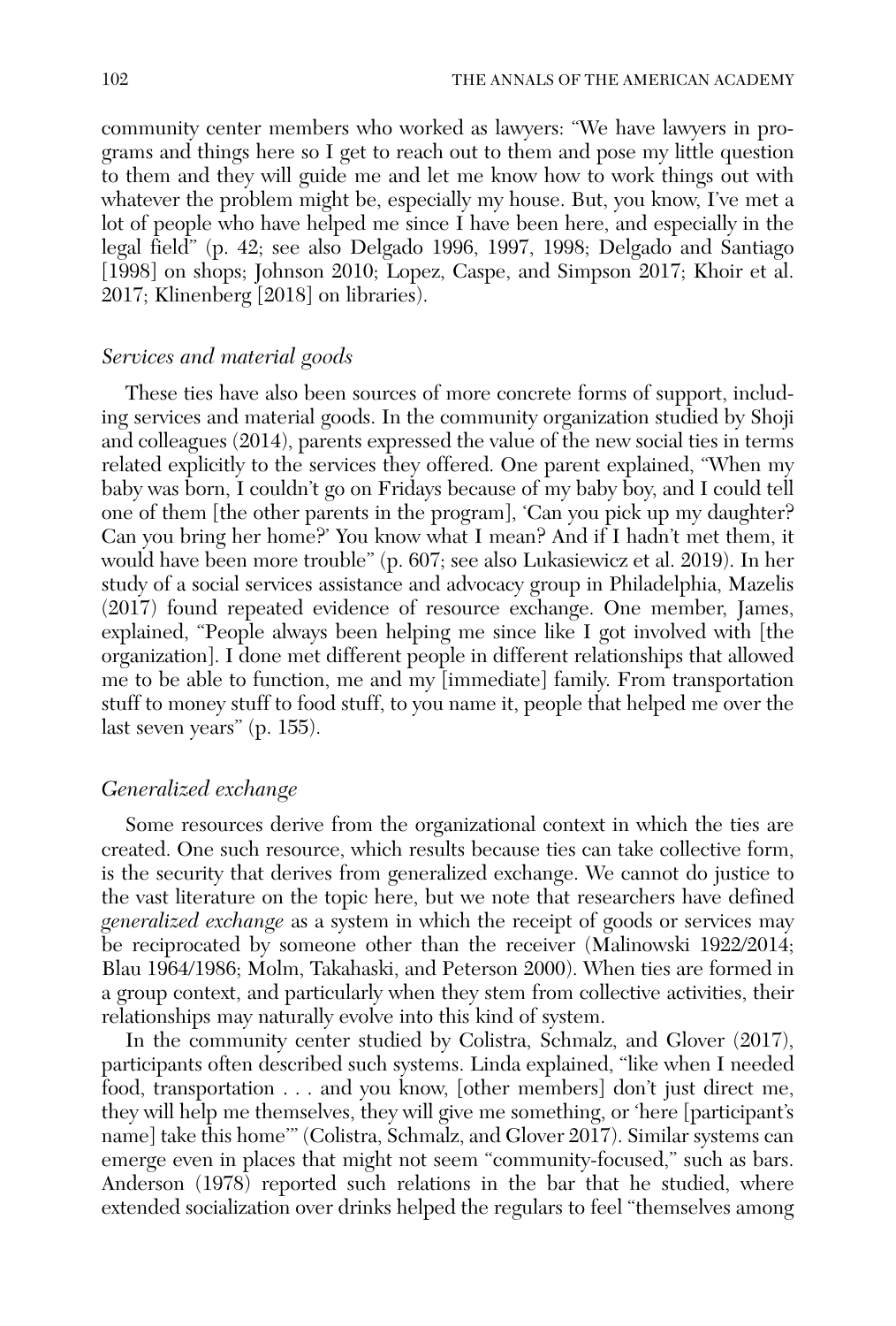community center members who worked as lawyers: "We have lawyers in programs and things here so I get to reach out to them and pose my little question to them and they will guide me and let me know how to work things out with whatever the problem might be, especially my house. But, you know, I've met a lot of people who have helped me since I have been here, and especially in the legal field" (p. 42; see also Delgado 1996, 1997, 1998; Delgado and Santiago [1998] on shops; Johnson 2010; Lopez, Caspe, and Simpson 2017; Khoir et al. 2017; Klinenberg [2018] on libraries).

### *Services and material goods*

These ties have also been sources of more concrete forms of support, including services and material goods. In the community organization studied by Shoji and colleagues (2014), parents expressed the value of the new social ties in terms related explicitly to the services they offered. One parent explained, "When my baby was born, I couldn't go on Fridays because of my baby boy, and I could tell one of them [the other parents in the program], 'Can you pick up my daughter? Can you bring her home?' You know what I mean? And if I hadn't met them, it would have been more trouble" (p. 607; see also Lukasiewicz et al. 2019). In her study of a social services assistance and advocacy group in Philadelphia, Mazelis (2017) found repeated evidence of resource exchange. One member, James, explained, "People always been helping me since like I got involved with [the organization]. I done met different people in different relationships that allowed me to be able to function, me and my [immediate] family. From transportation stuff to money stuff to food stuff, to you name it, people that helped me over the last seven years" (p. 155).

### *Generalized exchange*

Some resources derive from the organizational context in which the ties are created. One such resource, which results because ties can take collective form, is the security that derives from generalized exchange. We cannot do justice to the vast literature on the topic here, but we note that researchers have defined *generalized exchange* as a system in which the receipt of goods or services may be reciprocated by someone other than the receiver (Malinowski 1922/2014; Blau 1964/1986; Molm, Takahaski, and Peterson 2000). When ties are formed in a group context, and particularly when they stem from collective activities, their relationships may naturally evolve into this kind of system.

In the community center studied by Colistra, Schmalz, and Glover (2017), participants often described such systems. Linda explained, "like when I needed food, transportation . . . and you know, [other members] don't just direct me, they will help me themselves, they will give me something, or 'here [participant's name] take this home'" (Colistra, Schmalz, and Glover 2017). Similar systems can emerge even in places that might not seem "community-focused," such as bars. Anderson (1978) reported such relations in the bar that he studied, where extended socialization over drinks helped the regulars to feel "themselves among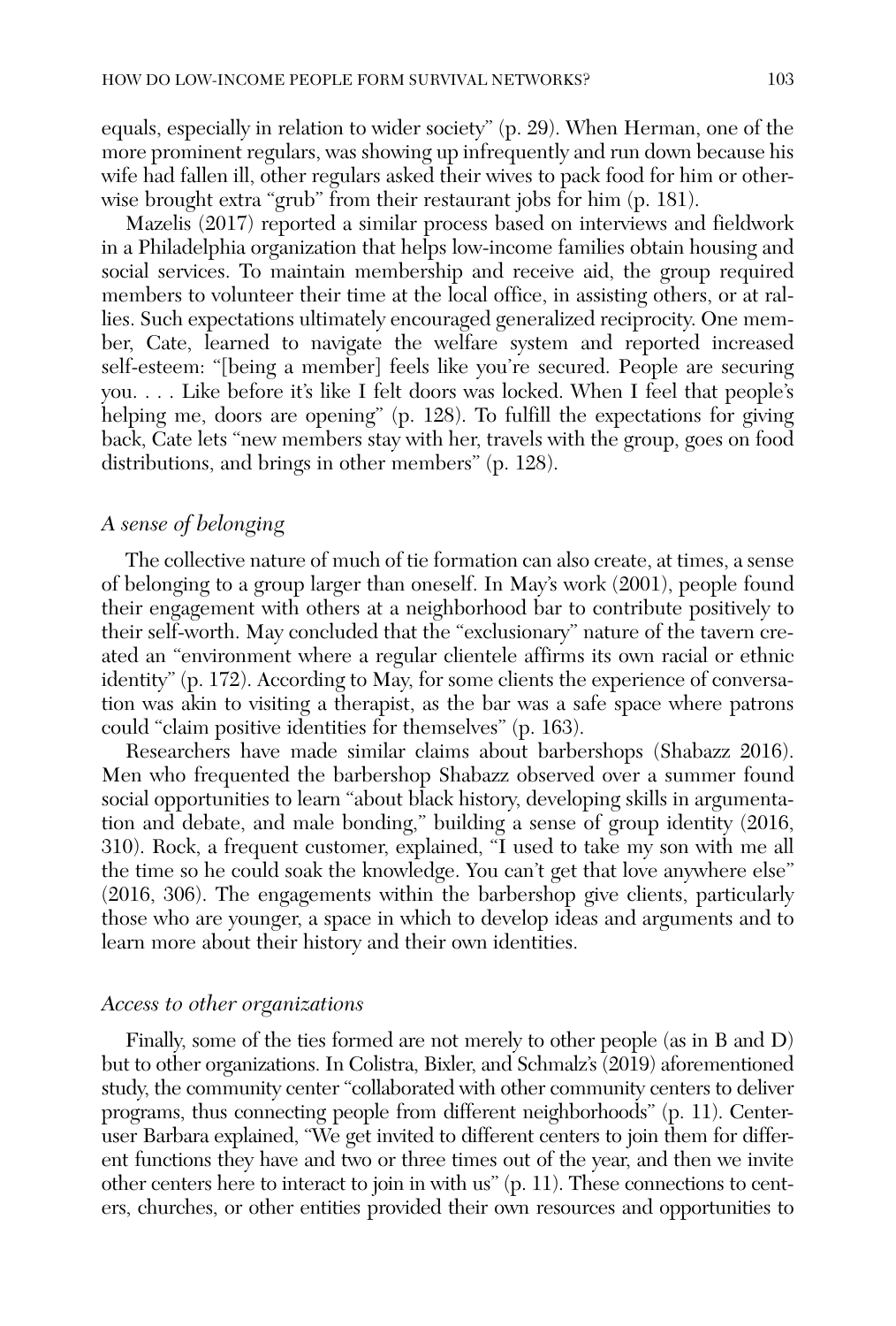equals, especially in relation to wider society" (p. 29). When Herman, one of the more prominent regulars, was showing up infrequently and run down because his wife had fallen ill, other regulars asked their wives to pack food for him or otherwise brought extra "grub" from their restaurant jobs for him (p. 181).

Mazelis (2017) reported a similar process based on interviews and fieldwork in a Philadelphia organization that helps low-income families obtain housing and social services. To maintain membership and receive aid, the group required members to volunteer their time at the local office, in assisting others, or at rallies. Such expectations ultimately encouraged generalized reciprocity. One member, Cate, learned to navigate the welfare system and reported increased self-esteem: "[being a member] feels like you're secured. People are securing you. . . . Like before it's like I felt doors was locked. When I feel that people's helping me, doors are opening" (p. 128). To fulfill the expectations for giving back, Cate lets "new members stay with her, travels with the group, goes on food distributions, and brings in other members" (p. 128).

### *A sense of belonging*

The collective nature of much of tie formation can also create, at times, a sense of belonging to a group larger than oneself. In May's work (2001), people found their engagement with others at a neighborhood bar to contribute positively to their self-worth. May concluded that the "exclusionary" nature of the tavern created an "environment where a regular clientele affirms its own racial or ethnic identity" (p. 172). According to May, for some clients the experience of conversation was akin to visiting a therapist, as the bar was a safe space where patrons could "claim positive identities for themselves" (p. 163).

Researchers have made similar claims about barbershops (Shabazz 2016). Men who frequented the barbershop Shabazz observed over a summer found social opportunities to learn "about black history, developing skills in argumentation and debate, and male bonding," building a sense of group identity (2016, 310). Rock, a frequent customer, explained, "I used to take my son with me all the time so he could soak the knowledge. You can't get that love anywhere else" (2016, 306). The engagements within the barbershop give clients, particularly those who are younger, a space in which to develop ideas and arguments and to learn more about their history and their own identities.

### *Access to other organizations*

Finally, some of the ties formed are not merely to other people (as in B and D) but to other organizations. In Colistra, Bixler, and Schmalz's (2019) aforementioned study, the community center "collaborated with other community centers to deliver programs, thus connecting people from different neighborhoods" (p. 11). Center-user Barbara explained, "We get invited to different centers to join them for different functions they have and two or three times out of the year, and then we invite other centers here to interact to join in with us" (p. 11). These connections to centers, churches, or other entities provided their own resources and opportunities to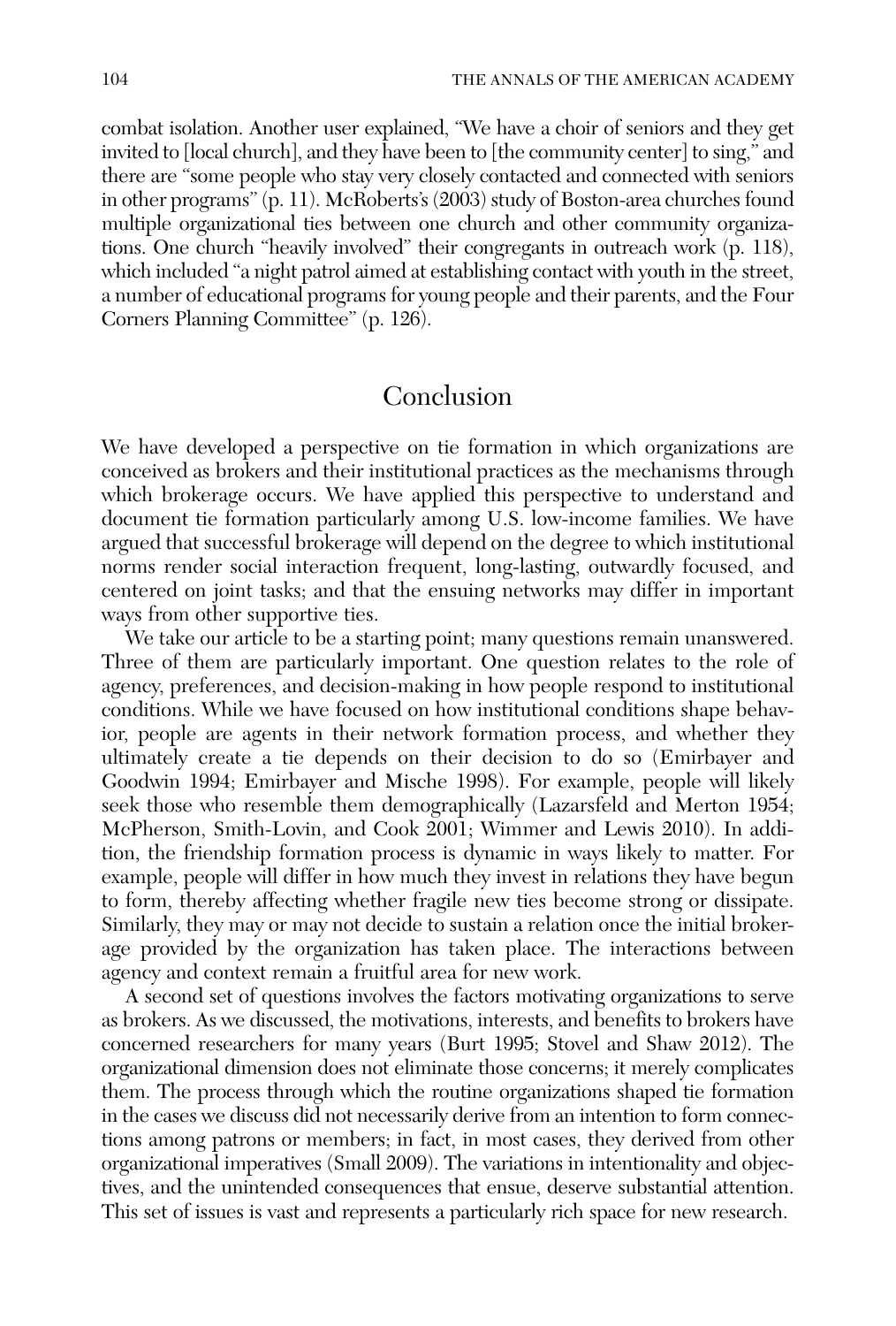combat isolation. Another user explained, "We have a choir of seniors and they get invited to [local church], and they have been to [the community center] to sing," and there are "some people who stay very closely contacted and connected with seniors in other programs" (p. 11). McRoberts's (2003) study of Boston-area churches found multiple organizational ties between one church and other community organizations. One church "heavily involved" their congregants in outreach work (p. 118), which included "a night patrol aimed at establishing contact with youth in the street, a number of educational programs for young people and their parents, and the Four Corners Planning Committee" (p. 126).

## Conclusion

We have developed a perspective on tie formation in which organizations are conceived as brokers and their institutional practices as the mechanisms through which brokerage occurs. We have applied this perspective to understand and document tie formation particularly among U.S. low-income families. We have argued that successful brokerage will depend on the degree to which institutional norms render social interaction frequent, long-lasting, outwardly focused, and centered on joint tasks; and that the ensuing networks may differ in important ways from other supportive ties.

We take our article to be a starting point; many questions remain unanswered. Three of them are particularly important. One question relates to the role of agency, preferences, and decision-making in how people respond to institutional conditions. While we have focused on how institutional conditions shape behavior, people are agents in their network formation process, and whether they ultimately create a tie depends on their decision to do so (Emirbayer and Goodwin 1994; Emirbayer and Mische 1998). For example, people will likely seek those who resemble them demographically (Lazarsfeld and Merton 1954; McPherson, Smith-Lovin, and Cook 2001; Wimmer and Lewis 2010). In addition, the friendship formation process is dynamic in ways likely to matter. For example, people will differ in how much they invest in relations they have begun to form, thereby affecting whether fragile new ties become strong or dissipate. Similarly, they may or may not decide to sustain a relation once the initial brokerage provided by the organization has taken place. The interactions between agency and context remain a fruitful area for new work.

A second set of questions involves the factors motivating organizations to serve as brokers. As we discussed, the motivations, interests, and benefits to brokers have concerned researchers for many years (Burt 1995; Stovel and Shaw 2012). The organizational dimension does not eliminate those concerns; it merely complicates them. The process through which the routine organizations shaped tie formation in the cases we discuss did not necessarily derive from an intention to form connections among patrons or members; in fact, in most cases, they derived from other organizational imperatives (Small 2009). The variations in intentionality and objectives, and the unintended consequences that ensue, deserve substantial attention. This set of issues is vast and represents a particularly rich space for new research.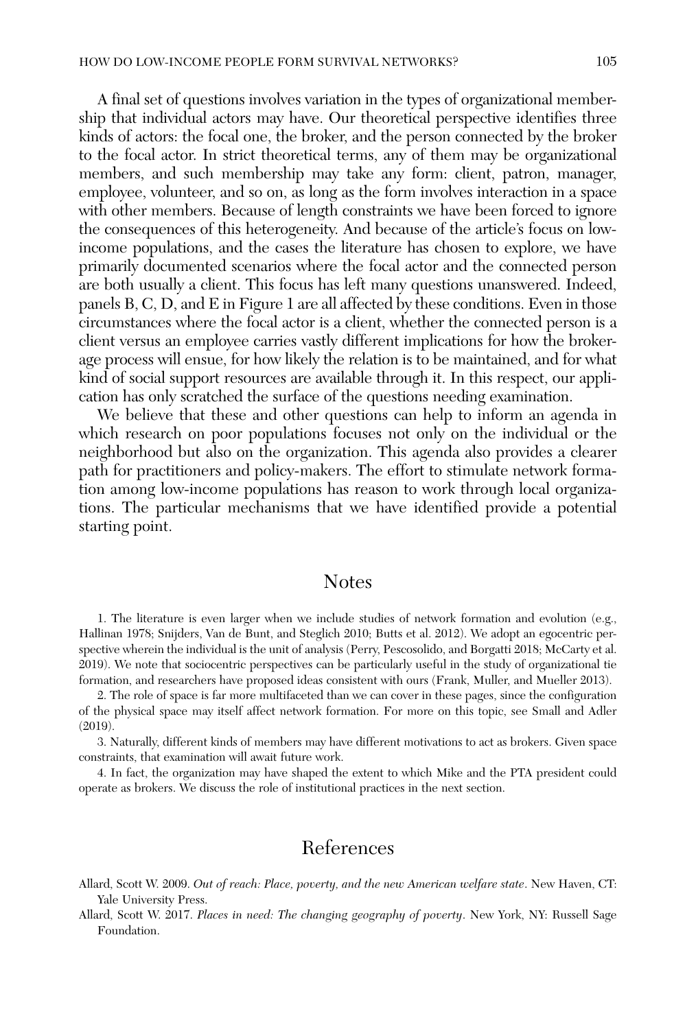A final set of questions involves variation in the types of organizational membership that individual actors may have. Our theoretical perspective identifies three kinds of actors: the focal one, the broker, and the person connected by the broker to the focal actor. In strict theoretical terms, any of them may be organizational members, and such membership may take any form: client, patron, manager, employee, volunteer, and so on, as long as the form involves interaction in a space with other members. Because of length constraints we have been forced to ignore the consequences of this heterogeneity. And because of the article's focus on low-income populations, and the cases the literature has chosen to explore, we have primarily documented scenarios where the focal actor and the connected person are both usually a client. This focus has left many questions unanswered. Indeed, panels B, C, D, and E in Figure 1 are all affected by these conditions. Even in those circumstances where the focal actor is a client, whether the connected person is a client versus an employee carries vastly different implications for how the brokerage process will ensue, for how likely the relation is to be maintained, and for what kind of social support resources are available through it. In this respect, our application has only scratched the surface of the questions needing examination.

We believe that these and other questions can help to inform an agenda in which research on poor populations focuses not only on the individual or the neighborhood but also on the organization. This agenda also provides a clearer path for practitioners and policy-makers. The effort to stimulate network formation among low-income populations has reason to work through local organizations. The particular mechanisms that we have identified provide a potential starting point.

## Notes

1. The literature is even larger when we include studies of network formation and evolution (e.g., Hallinan 1978; Snijders, Van de Bunt, and Steglich 2010; Butts et al. 2012). We adopt an egocentric perspective wherein the individual is the unit of analysis (Perry, Pescosolido, and Borgatti 2018; McCarty et al. 2019). We note that sociocentric perspectives can be particularly useful in the study of organizational tie formation, and researchers have proposed ideas consistent with ours (Frank, Muller, and Mueller 2013).

2. The role of space is far more multifaceted than we can cover in these pages, since the configuration of the physical space may itself affect network formation. For more on this topic, see Small and Adler (2019).

3. Naturally, different kinds of members may have different motivations to act as brokers. Given space constraints, that examination will await future work.

4. In fact, the organization may have shaped the extent to which Mike and the PTA president could operate as brokers. We discuss the role of institutional practices in the next section.

## References

Allard, Scott W. 2009. *Out of reach: Place, poverty, and the new American welfare state*. New Haven, CT: Yale University Press.

Allard, Scott W. 2017. *Places in need: The changing geography of poverty*. New York, NY: Russell Sage Foundation.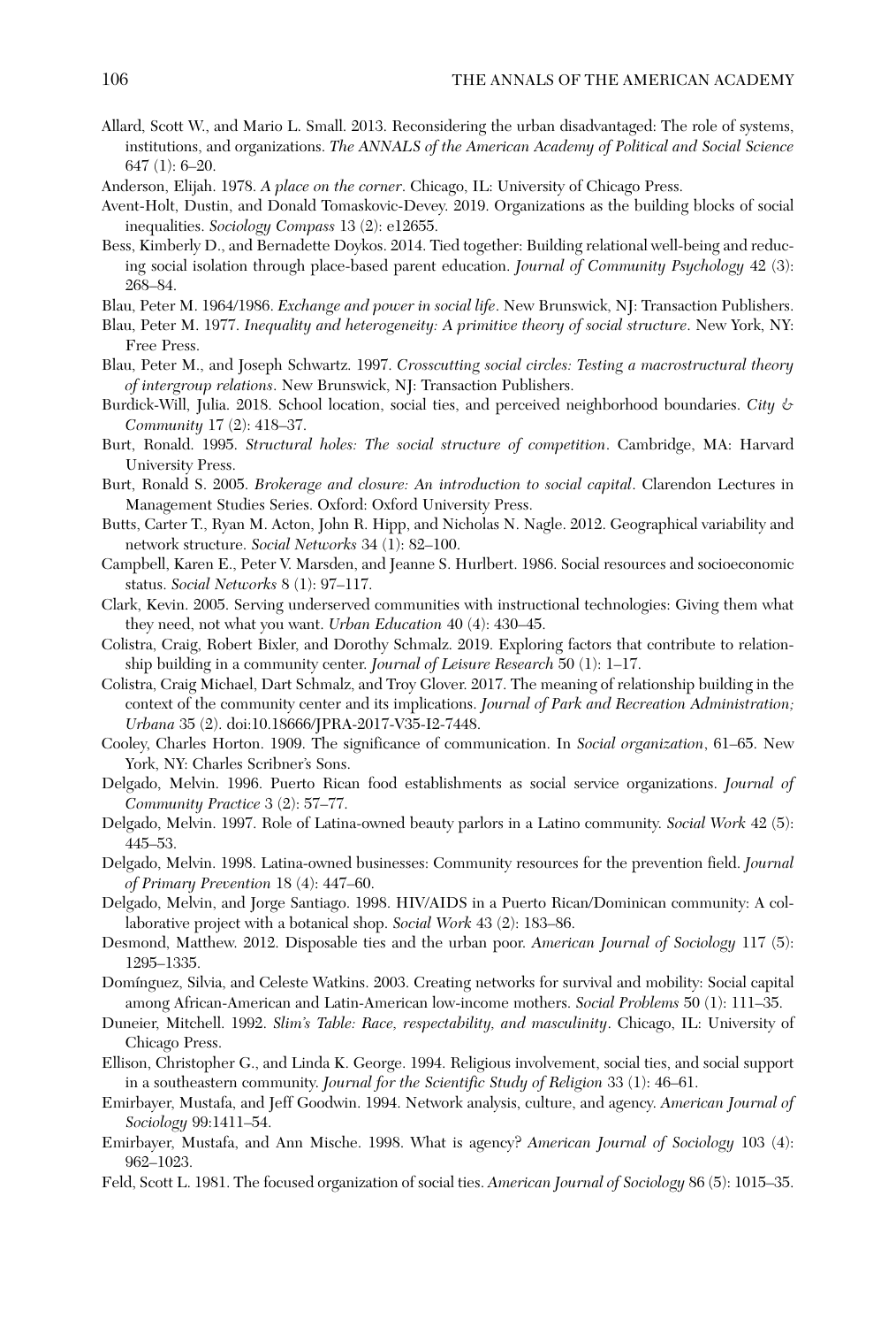Allard, Scott W., and Mario L. Small. 2013. Reconsidering the urban disadvantaged: The role of systems, institutions, and organizations. *The ANNALS of the American Academy of Political and Social Science* 647 (1): 6–20.

Anderson, Elijah. 1978. *A place on the corner*. Chicago, IL: University of Chicago Press.

Avent-Holt, Dustin, and Donald Tomaskovic-Devey. 2019. Organizations as the building blocks of social inequalities. *Sociology Compass* 13 (2): e12655.

Bess, Kimberly D., and Bernadette Doykos. 2014. Tied together: Building relational well-being and reducing social isolation through place-based parent education. *Journal of Community Psychology* 42 (3): 268–84.

Blau, Peter M. 1964/1986. *Exchange and power in social life*. New Brunswick, NJ: Transaction Publishers.

Blau, Peter M. 1977. *Inequality and heterogeneity: A primitive theory of social structure*. New York, NY: Free Press.

Blau, Peter M., and Joseph Schwartz. 1997. *Crosscutting social circles: Testing a macrostructural theory of intergroup relations*. New Brunswick, NJ: Transaction Publishers.

Burdick-Will, Julia. 2018. School location, social ties, and perceived neighborhood boundaries. *City & Community* 17 (2): 418–37.

Burt, Ronald. 1995. *Structural holes: The social structure of competition*. Cambridge, MA: Harvard University Press.

Burt, Ronald S. 2005. *Brokerage and closure: An introduction to social capital*. Clarendon Lectures in Management Studies Series. Oxford: Oxford University Press.

Butts, Carter T., Ryan M. Acton, John R. Hipp, and Nicholas N. Nagle. 2012. Geographical variability and network structure. *Social Networks* 34 (1): 82–100.

Campbell, Karen E., Peter V. Marsden, and Jeanne S. Hurlbert. 1986. Social resources and socioeconomic status. *Social Networks* 8 (1): 97–117.

Clark, Kevin. 2005. Serving underserved communities with instructional technologies: Giving them what they need, not what you want. *Urban Education* 40 (4): 430–45.

Colistra, Craig, Robert Bixler, and Dorothy Schmalz. 2019. Exploring factors that contribute to relationship building in a community center. *Journal of Leisure Research* 50 (1): 1–17.

Colistra, Craig Michael, Dart Schmalz, and Troy Glover. 2017. The meaning of relationship building in the context of the community center and its implications. *Journal of Park and Recreation Administration; Urbana* 35 (2). doi:10.18666/JPRA-2017-V35-I2-7448.

Cooley, Charles Horton. 1909. The significance of communication. In *Social organization*, 61–65. New York, NY: Charles Scribner's Sons.

Delgado, Melvin. 1996. Puerto Rican food establishments as social service organizations. *Journal of Community Practice* 3 (2): 57–77.

Delgado, Melvin. 1997. Role of Latina-owned beauty parlors in a Latino community. *Social Work* 42 (5): 445–53.

Delgado, Melvin. 1998. Latina-owned businesses: Community resources for the prevention field. *Journal of Primary Prevention* 18 (4): 447–60.

Delgado, Melvin, and Jorge Santiago. 1998. HIV/AIDS in a Puerto Rican/Dominican community: A collaborative project with a botanical shop. *Social Work* 43 (2): 183–86.

Desmond, Matthew. 2012. Disposable ties and the urban poor. *American Journal of Sociology* 117 (5): 1295–1335.

Domínguez, Silvia, and Celeste Watkins. 2003. Creating networks for survival and mobility: Social capital among African-American and Latin-American low-income mothers. *Social Problems* 50 (1): 111–35.

Duneier, Mitchell. 1992. *Slim's Table: Race, respectability, and masculinity*. Chicago, IL: University of Chicago Press.

Ellison, Christopher G., and Linda K. George. 1994. Religious involvement, social ties, and social support in a southeastern community. *Journal for the Scientific Study of Religion* 33 (1): 46–61.

Emirbayer, Mustafa, and Jeff Goodwin. 1994. Network analysis, culture, and agency. *American Journal of Sociology* 99:1411–54.

Emirbayer, Mustafa, and Ann Mische. 1998. What is agency? *American Journal of Sociology* 103 (4): 962–1023.

Feld, Scott L. 1981. The focused organization of social ties. *American Journal of Sociology* 86 (5): 1015–35.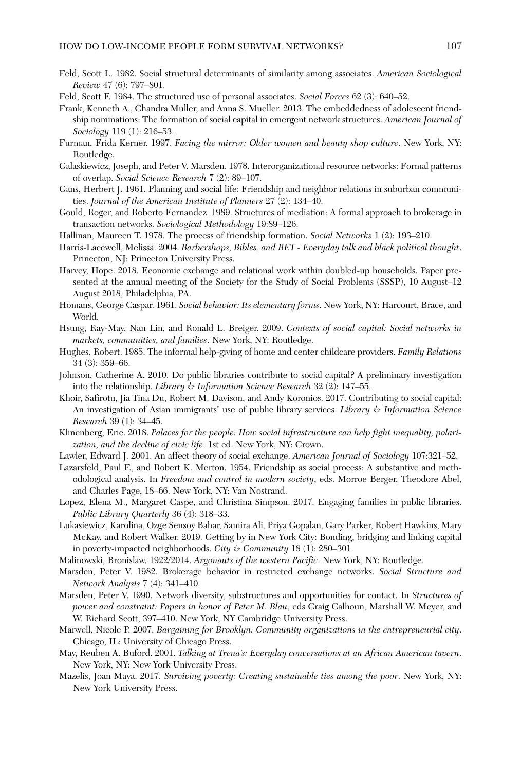Feld, Scott L. 1982. Social structural determinants of similarity among associates. *American Sociological Review* 47 (6): 797–801.

Feld, Scott F. 1984. The structured use of personal associates. *Social Forces* 62 (3): 640–52.

Frank, Kenneth A., Chandra Muller, and Anna S. Mueller. 2013. The embeddedness of adolescent friendship nominations: The formation of social capital in emergent network structures. *American Journal of Sociology* 119 (1): 216–53.

Furman, Frida Kerner. 1997. *Facing the mirror: Older women and beauty shop culture*. New York, NY: Routledge.

Galaskiewicz, Joseph, and Peter V. Marsden. 1978. Interorganizational resource networks: Formal patterns of overlap. *Social Science Research* 7 (2): 89–107.

Gans, Herbert J. 1961. Planning and social life: Friendship and neighbor relations in suburban communities. *Journal of the American Institute of Planners* 27 (2): 134–40.

Gould, Roger, and Roberto Fernandez. 1989. Structures of mediation: A formal approach to brokerage in transaction networks. *Sociological Methodology* 19:89–126.

Hallinan, Maureen T. 1978. The process of friendship formation. *Social Networks* 1 (2): 193–210.

Harris-Lacewell, Melissa. 2004. *Barbershops, Bibles, and BET - Everyday talk and black political thought*. Princeton, NJ: Princeton University Press.

Harvey, Hope. 2018. Economic exchange and relational work within doubled-up households. Paper presented at the annual meeting of the Society for the Study of Social Problems (SSSP), 10 August–12 August 2018, Philadelphia, PA.

Homans, George Caspar. 1961. *Social behavior: Its elementary forms*. New York, NY: Harcourt, Brace, and World.

Hsung, Ray-May, Nan Lin, and Ronald L. Breiger. 2009. *Contexts of social capital: Social networks in markets, communities, and families*. New York, NY: Routledge.

Hughes, Robert. 1985. The informal help-giving of home and center childcare providers. *Family Relations* 34 (3): 359–66.

Johnson, Catherine A. 2010. Do public libraries contribute to social capital? A preliminary investigation into the relationship. *Library & Information Science Research* 32 (2): 147–55.

Khoir, Safirotu, Jia Tina Du, Robert M. Davison, and Andy Koronios. 2017. Contributing to social capital: An investigation of Asian immigrants' use of public library services. *Library & Information Science Research* 39 (1): 34–45.

Klinenberg, Eric. 2018. *Palaces for the people: How social infrastructure can help fight inequality, polarization, and the decline of civic life*. 1st ed. New York, NY: Crown.

Lawler, Edward J. 2001. An affect theory of social exchange. *American Journal of Sociology* 107:321–52.

Lazarsfeld, Paul F., and Robert K. Merton. 1954. Friendship as social process: A substantive and methodological analysis. In *Freedom and control in modern society*, eds. Morroe Berger, Theodore Abel, and Charles Page, 18–66. New York, NY: Van Nostrand.

Lopez, Elena M., Margaret Caspe, and Christina Simpson. 2017. Engaging families in public libraries. *Public Library Quarterly* 36 (4): 318–33.

Lukasiewicz, Karolina, Ozge Sensoy Bahar, Samira Ali, Priya Gopalan, Gary Parker, Robert Hawkins, Mary McKay, and Robert Walker. 2019. Getting by in New York City: Bonding, bridging and linking capital in poverty-impacted neighborhoods. *City & Community* 18 (1): 280–301.

Malinowski, Bronislaw. 1922/2014. *Argonauts of the western Pacific*. New York, NY: Routledge.

Marsden, Peter V. 1982. Brokerage behavior in restricted exchange networks. *Social Structure and Network Analysis* 7 (4): 341–410.

Marsden, Peter V. 1990. Network diversity, substructures and opportunities for contact. In *Structures of power and constraint: Papers in honor of Peter M. Blau*, eds Craig Calhoun, Marshall W. Meyer, and W. Richard Scott, 397–410. New York, NY Cambridge University Press.

Marwell, Nicole P. 2007. *Bargaining for Brooklyn: Community organizations in the entrepreneurial city*. Chicago, IL: University of Chicago Press.

May, Reuben A. Buford. 2001. *Talking at Trena's: Everyday conversations at an African American tavern*. New York, NY: New York University Press.

Mazelis, Joan Maya. 2017. *Surviving poverty: Creating sustainable ties among the poor*. New York, NY: New York University Press.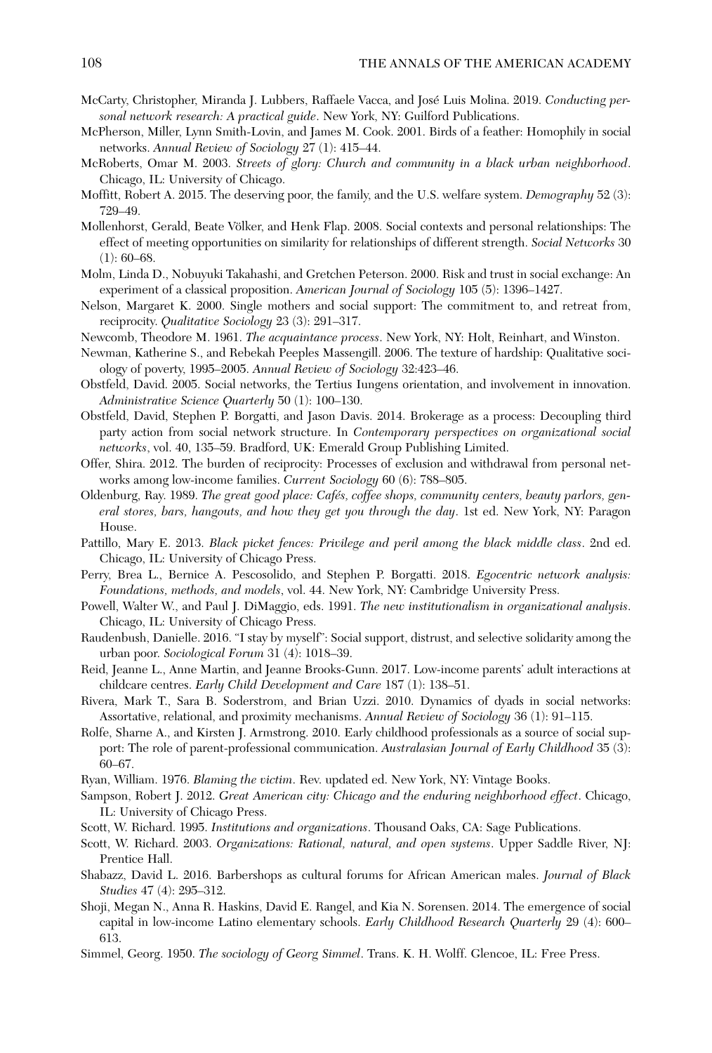McCarty, Christopher, Miranda J. Lubbers, Raffaele Vacca, and José Luis Molina. 2019. *Conducting personal network research: A practical guide*. New York, NY: Guilford Publications.

McPherson, Miller, Lynn Smith-Lovin, and James M. Cook. 2001. Birds of a feather: Homophily in social networks. *Annual Review of Sociology* 27 (1): 415–44.

McRoberts, Omar M. 2003. *Streets of glory: Church and community in a black urban neighborhood*. Chicago, IL: University of Chicago.

Moffitt, Robert A. 2015. The deserving poor, the family, and the U.S. welfare system. *Demography* 52 (3): 729–49.

Mollenhorst, Gerald, Beate Völker, and Henk Flap. 2008. Social contexts and personal relationships: The effect of meeting opportunities on similarity for relationships of different strength. *Social Networks* 30 (1): 60–68.

Molm, Linda D., Nobuyuki Takahashi, and Gretchen Peterson. 2000. Risk and trust in social exchange: An experiment of a classical proposition. *American Journal of Sociology* 105 (5): 1396–1427.

Nelson, Margaret K. 2000. Single mothers and social support: The commitment to, and retreat from, reciprocity. *Qualitative Sociology* 23 (3): 291–317.

Newcomb, Theodore M. 1961. *The acquaintance process*. New York, NY: Holt, Reinhart, and Winston.

Newman, Katherine S., and Rebekah Peeples Massengill. 2006. The texture of hardship: Qualitative sociology of poverty, 1995–2005. *Annual Review of Sociology* 32:423–46.

Obstfeld, David. 2005. Social networks, the Tertius Iungens orientation, and involvement in innovation. *Administrative Science Quarterly* 50 (1): 100–130.

Obstfeld, David, Stephen P. Borgatti, and Jason Davis. 2014. Brokerage as a process: Decoupling third party action from social network structure. In *Contemporary perspectives on organizational social networks*, vol. 40, 135–59. Bradford, UK: Emerald Group Publishing Limited.

Offer, Shira. 2012. The burden of reciprocity: Processes of exclusion and withdrawal from personal networks among low-income families. *Current Sociology* 60 (6): 788–805.

Oldenburg, Ray. 1989. *The great good place: Cafés, coffee shops, community centers, beauty parlors, general stores, bars, hangouts, and how they get you through the day*. 1st ed. New York, NY: Paragon House.

Pattillo, Mary E. 2013. *Black picket fences: Privilege and peril among the black middle class*. 2nd ed. Chicago, IL: University of Chicago Press.

Perry, Brea L., Bernice A. Pescosolido, and Stephen P. Borgatti. 2018. *Egocentric network analysis: Foundations, methods, and models*, vol. 44. New York, NY: Cambridge University Press.

Powell, Walter W., and Paul J. DiMaggio, eds. 1991. *The new institutionalism in organizational analysis*. Chicago, IL: University of Chicago Press.

Raudenbush, Danielle. 2016. "I stay by myself": Social support, distrust, and selective solidarity among the urban poor. *Sociological Forum* 31 (4): 1018–39.

Reid, Jeanne L., Anne Martin, and Jeanne Brooks-Gunn. 2017. Low-income parents' adult interactions at childcare centres. *Early Child Development and Care* 187 (1): 138–51.

Rivera, Mark T., Sara B. Soderstrom, and Brian Uzzi. 2010. Dynamics of dyads in social networks: Assortative, relational, and proximity mechanisms. *Annual Review of Sociology* 36 (1): 91–115.

Rolfe, Sharne A., and Kirsten J. Armstrong. 2010. Early childhood professionals as a source of social support: The role of parent-professional communication. *Australasian Journal of Early Childhood* 35 (3): 60–67.

Ryan, William. 1976. *Blaming the victim*. Rev. updated ed. New York, NY: Vintage Books.

Sampson, Robert J. 2012. *Great American city: Chicago and the enduring neighborhood effect*. Chicago, IL: University of Chicago Press.

Scott, W. Richard. 1995. *Institutions and organizations*. Thousand Oaks, CA: Sage Publications.

Scott, W. Richard. 2003. *Organizations: Rational, natural, and open systems*. Upper Saddle River, NJ: Prentice Hall.

Shabazz, David L. 2016. Barbershops as cultural forums for African American males. *Journal of Black Studies* 47 (4): 295–312.

Shoji, Megan N., Anna R. Haskins, David E. Rangel, and Kia N. Sorensen. 2014. The emergence of social capital in low-income Latino elementary schools. *Early Childhood Research Quarterly* 29 (4): 600–613.

Simmel, Georg. 1950. *The sociology of Georg Simmel*. Trans. K. H. Wolff. Glencoe, IL: Free Press.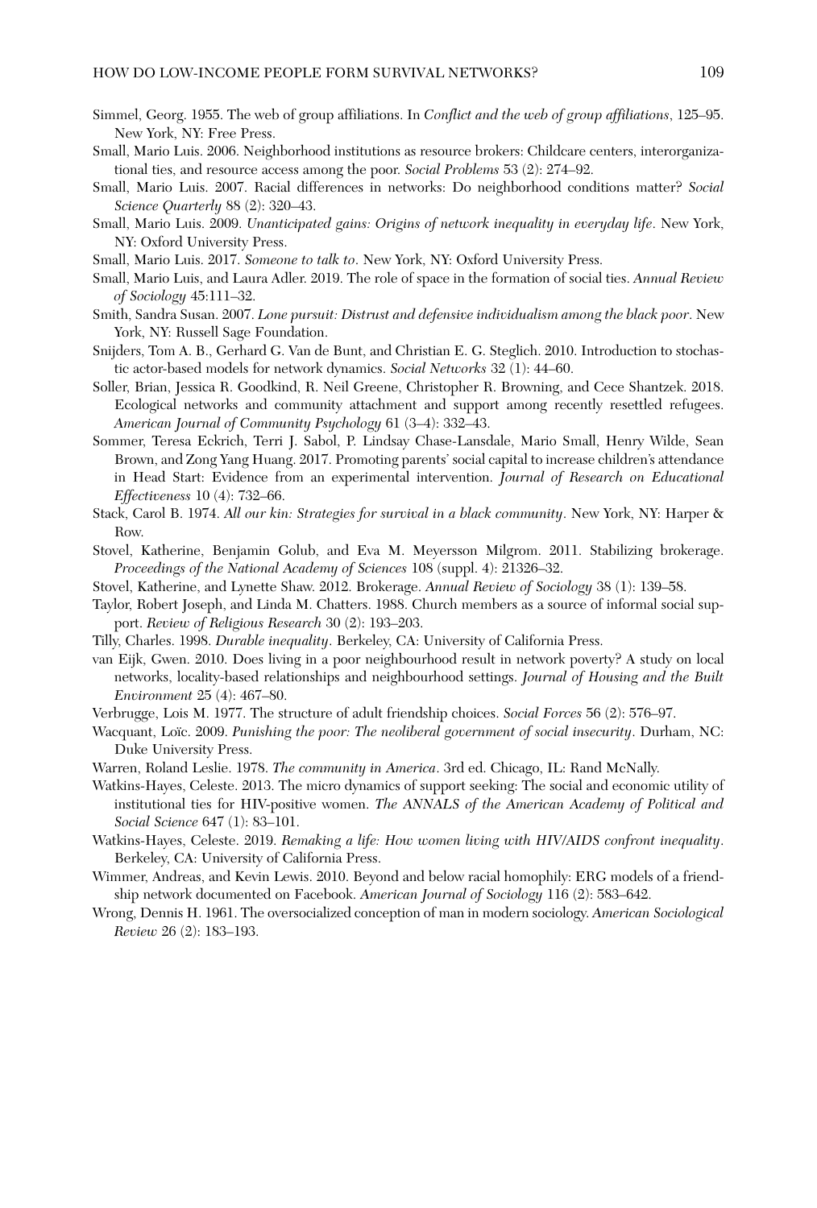Simmel, Georg. 1955. The web of group affiliations. In *Conflict and the web of group affiliations*, 125–95. New York, NY: Free Press.

Small, Mario Luis. 2006. Neighborhood institutions as resource brokers: Childcare centers, interorganizational ties, and resource access among the poor. *Social Problems* 53 (2): 274–92.

Small, Mario Luis. 2007. Racial differences in networks: Do neighborhood conditions matter? *Social Science Quarterly* 88 (2): 320–43.

Small, Mario Luis. 2009. *Unanticipated gains: Origins of network inequality in everyday life*. New York, NY: Oxford University Press.

Small, Mario Luis. 2017. *Someone to talk to*. New York, NY: Oxford University Press.

Small, Mario Luis, and Laura Adler. 2019. The role of space in the formation of social ties. *Annual Review of Sociology* 45:111–32.

Smith, Sandra Susan. 2007. *Lone pursuit: Distrust and defensive individualism among the black poor*. New York, NY: Russell Sage Foundation.

Snijders, Tom A. B., Gerhard G. Van de Bunt, and Christian E. G. Steglich. 2010. Introduction to stochastic actor-based models for network dynamics. *Social Networks* 32 (1): 44–60.

Soller, Brian, Jessica R. Goodkind, R. Neil Greene, Christopher R. Browning, and Cece Shantzek. 2018. Ecological networks and community attachment and support among recently resettled refugees. *American Journal of Community Psychology* 61 (3–4): 332–43.

Sommer, Teresa Eckrich, Terri J. Sabol, P. Lindsay Chase-Lansdale, Mario Small, Henry Wilde, Sean Brown, and Zong Yang Huang. 2017. Promoting parents' social capital to increase children's attendance in Head Start: Evidence from an experimental intervention. *Journal of Research on Educational Effectiveness* 10 (4): 732–66.

Stack, Carol B. 1974. *All our kin: Strategies for survival in a black community*. New York, NY: Harper & Row.

Stovel, Katherine, Benjamin Golub, and Eva M. Meyersson Milgrom. 2011. Stabilizing brokerage. *Proceedings of the National Academy of Sciences* 108 (suppl. 4): 21326–32.

Stovel, Katherine, and Lynette Shaw. 2012. Brokerage. *Annual Review of Sociology* 38 (1): 139–58.

Taylor, Robert Joseph, and Linda M. Chatters. 1988. Church members as a source of informal social support. *Review of Religious Research* 30 (2): 193–203.

Tilly, Charles. 1998. *Durable inequality*. Berkeley, CA: University of California Press.

van Eijk, Gwen. 2010. Does living in a poor neighbourhood result in network poverty? A study on local networks, locality-based relationships and neighbourhood settings. *Journal of Housing and the Built Environment* 25 (4): 467–80.

Verbrugge, Lois M. 1977. The structure of adult friendship choices. *Social Forces* 56 (2): 576–97.

Wacquant, Loïc. 2009. *Punishing the poor: The neoliberal government of social insecurity*. Durham, NC: Duke University Press.

Warren, Roland Leslie. 1978. *The community in America*. 3rd ed. Chicago, IL: Rand McNally.

Watkins-Hayes, Celeste. 2013. The micro dynamics of support seeking: The social and economic utility of institutional ties for HIV-positive women. *The ANNALS of the American Academy of Political and Social Science* 647 (1): 83–101.

Watkins-Hayes, Celeste. 2019. *Remaking a life: How women living with HIV/AIDS confront inequality*. Berkeley, CA: University of California Press.

Wimmer, Andreas, and Kevin Lewis. 2010. Beyond and below racial homophily: ERG models of a friendship network documented on Facebook. *American Journal of Sociology* 116 (2): 583–642.

Wrong, Dennis H. 1961. The oversocialized conception of man in modern sociology. *American Sociological Review* 26 (2): 183–193.